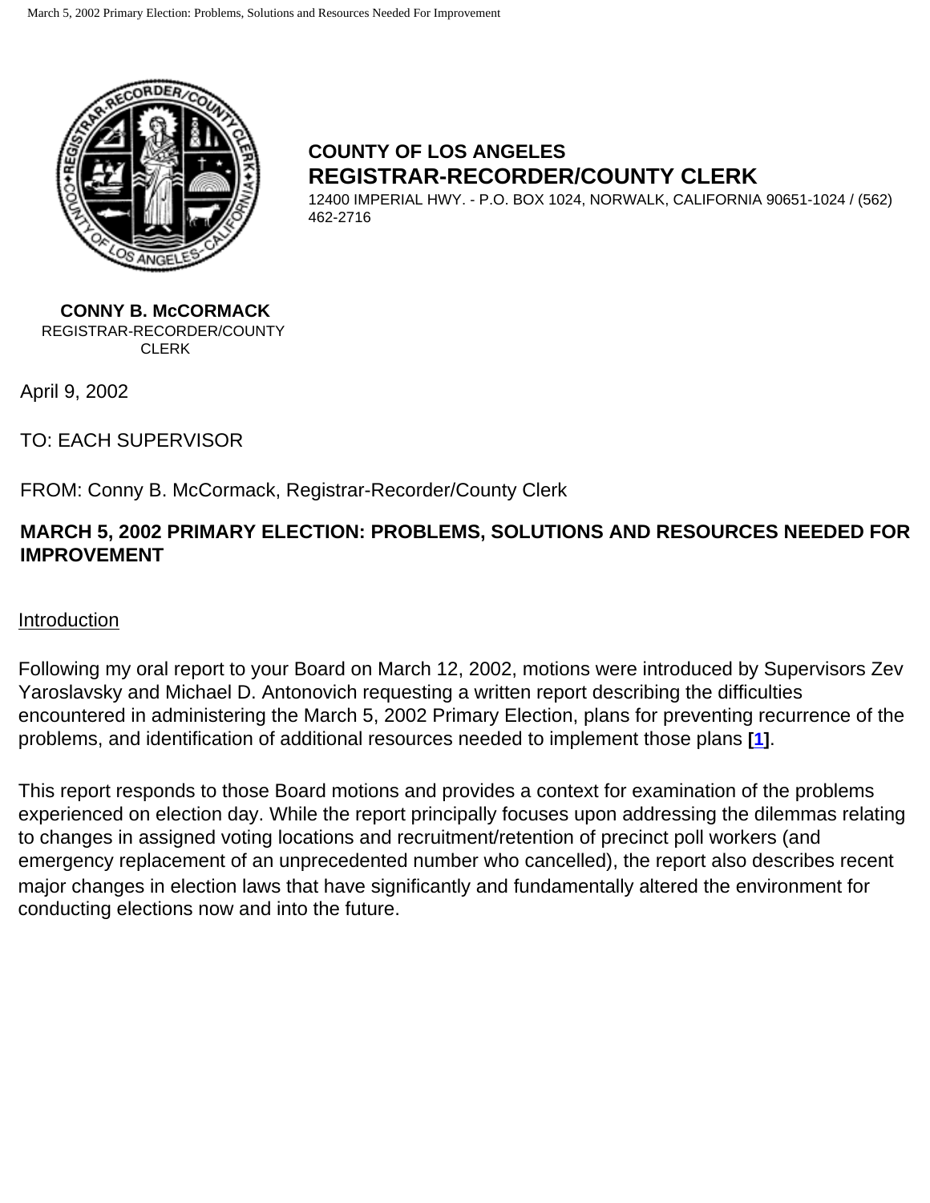**COUNTY OF LOS ANGELES**
**REGISTRAR-RECORDER/COUNTY CLERK**
12400 IMPERIAL HWY. - P.O. BOX 1024, NORWALK, CALIFORNIA 90651-1024 / (562) 462-2716

**CONNY B. McCORMACK**
REGISTRAR-RECORDER/COUNTY CLERK

April 9, 2002

TO: EACH SUPERVISOR

FROM: Conny B. McCormack, Registrar-Recorder/County Clerk

**MARCH 5, 2002 PRIMARY ELECTION: PROBLEMS, SOLUTIONS AND RESOURCES NEEDED FOR IMPROVEMENT**

Introduction

Following my oral report to your Board on March 12, 2002, motions were introduced by Supervisors Zev Yaroslavsky and Michael D. Antonovich requesting a written report describing the difficulties encountered in administering the March 5, 2002 Primary Election, plans for preventing recurrence of the problems, and identification of additional resources needed to implement those plans **[1]**.

This report responds to those Board motions and provides a context for examination of the problems experienced on election day. While the report principally focuses upon addressing the dilemmas relating to changes in assigned voting locations and recruitment/retention of precinct poll workers (and emergency replacement of an unprecedented number who cancelled), the report also describes recent major changes in election laws that have significantly and fundamentally altered the environment for conducting elections now and into the future.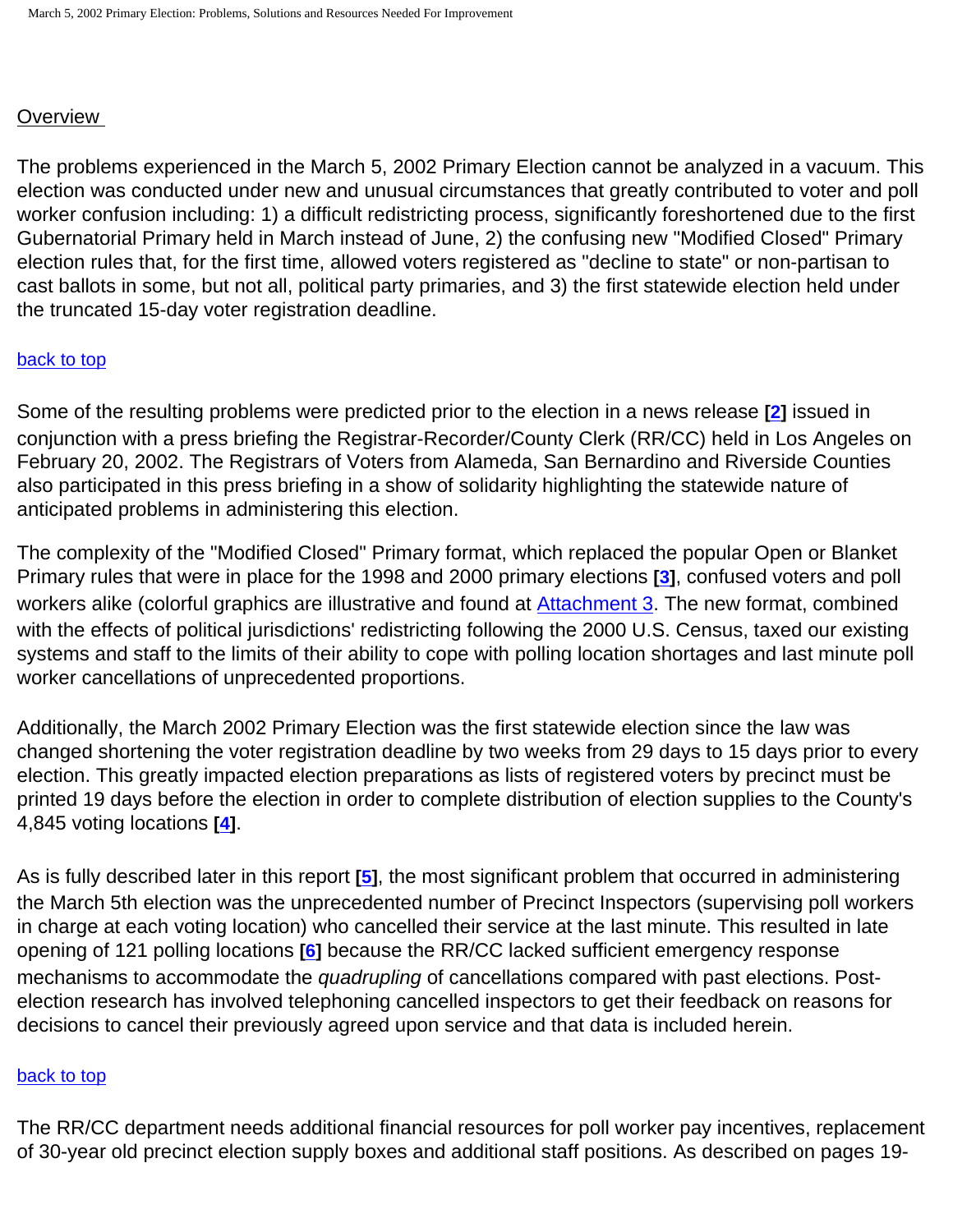## Overview

The problems experienced in the March 5, 2002 Primary Election cannot be analyzed in a vacuum. This election was conducted under new and unusual circumstances that greatly contributed to voter and poll worker confusion including: 1) a difficult redistricting process, significantly foreshortened due to the first Gubernatorial Primary held in March instead of June, 2) the confusing new "Modified Closed" Primary election rules that, for the first time, allowed voters registered as "decline to state" or non-partisan to cast ballots in some, but not all, political party primaries, and 3) the first statewide election held under the truncated 15-day voter registration deadline.

back to top

Some of the resulting problems were predicted prior to the election in a news release **[2]** issued in conjunction with a press briefing the Registrar-Recorder/County Clerk (RR/CC) held in Los Angeles on February 20, 2002. The Registrars of Voters from Alameda, San Bernardino and Riverside Counties also participated in this press briefing in a show of solidarity highlighting the statewide nature of anticipated problems in administering this election.

The complexity of the "Modified Closed" Primary format, which replaced the popular Open or Blanket Primary rules that were in place for the 1998 and 2000 primary elections **[3]**, confused voters and poll workers alike (colorful graphics are illustrative and found at Attachment 3. The new format, combined with the effects of political jurisdictions' redistricting following the 2000 U.S. Census, taxed our existing systems and staff to the limits of their ability to cope with polling location shortages and last minute poll worker cancellations of unprecedented proportions.

Additionally, the March 2002 Primary Election was the first statewide election since the law was changed shortening the voter registration deadline by two weeks from 29 days to 15 days prior to every election. This greatly impacted election preparations as lists of registered voters by precinct must be printed 19 days before the election in order to complete distribution of election supplies to the County's 4,845 voting locations **[4]**.

As is fully described later in this report **[5]**, the most significant problem that occurred in administering the March 5th election was the unprecedented number of Precinct Inspectors (supervising poll workers in charge at each voting location) who cancelled their service at the last minute. This resulted in late opening of 121 polling locations **[6]** because the RR/CC lacked sufficient emergency response mechanisms to accommodate the *quadrupling* of cancellations compared with past elections. Post-election research has involved telephoning cancelled inspectors to get their feedback on reasons for decisions to cancel their previously agreed upon service and that data is included herein.

back to top

The RR/CC department needs additional financial resources for poll worker pay incentives, replacement of 30-year old precinct election supply boxes and additional staff positions. As described on pages 19-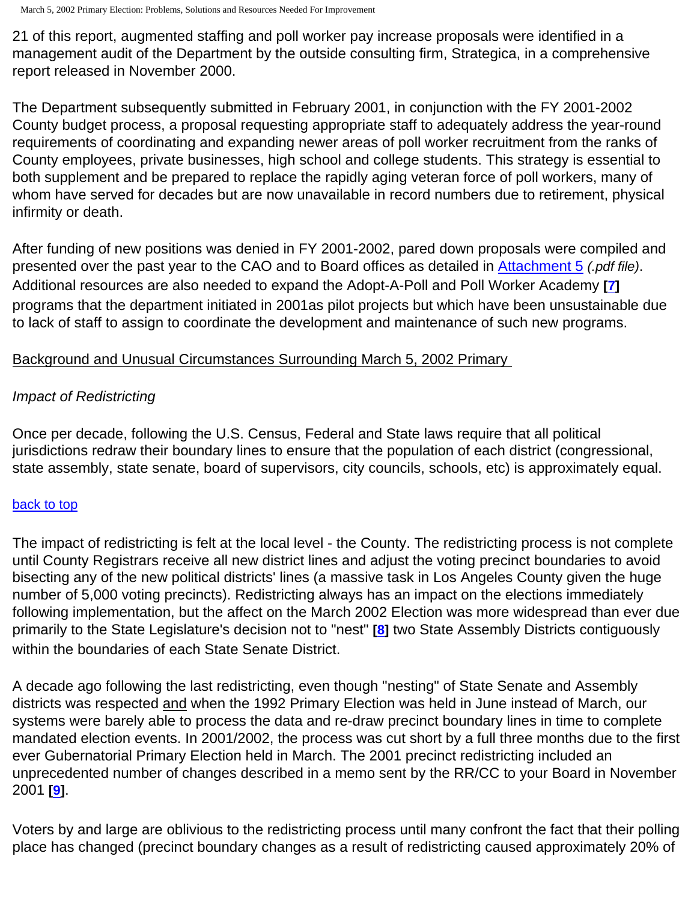21 of this report, augmented staffing and poll worker pay increase proposals were identified in a management audit of the Department by the outside consulting firm, Strategica, in a comprehensive report released in November 2000.

The Department subsequently submitted in February 2001, in conjunction with the FY 2001-2002 County budget process, a proposal requesting appropriate staff to adequately address the year-round requirements of coordinating and expanding newer areas of poll worker recruitment from the ranks of County employees, private businesses, high school and college students. This strategy is essential to both supplement and be prepared to replace the rapidly aging veteran force of poll workers, many of whom have served for decades but are now unavailable in record numbers due to retirement, physical infirmity or death.

After funding of new positions was denied in FY 2001-2002, pared down proposals were compiled and presented over the past year to the CAO and to Board offices as detailed in Attachment 5 *(.pdf file)*. Additional resources are also needed to expand the Adopt-A-Poll and Poll Worker Academy **[7]** programs that the department initiated in 2001as pilot projects but which have been unsustainable due to lack of staff to assign to coordinate the development and maintenance of such new programs.

## Background and Unusual Circumstances Surrounding March 5, 2002 Primary

### *Impact of Redistricting*

Once per decade, following the U.S. Census, Federal and State laws require that all political jurisdictions redraw their boundary lines to ensure that the population of each district (congressional, state assembly, state senate, board of supervisors, city councils, schools, etc) is approximately equal.

back to top

The impact of redistricting is felt at the local level - the County. The redistricting process is not complete until County Registrars receive all new district lines and adjust the voting precinct boundaries to avoid bisecting any of the new political districts' lines (a massive task in Los Angeles County given the huge number of 5,000 voting precincts). Redistricting always has an impact on the elections immediately following implementation, but the affect on the March 2002 Election was more widespread than ever due primarily to the State Legislature's decision not to "nest" **[8]** two State Assembly Districts contiguously within the boundaries of each State Senate District.

A decade ago following the last redistricting, even though "nesting" of State Senate and Assembly districts was respected and when the 1992 Primary Election was held in June instead of March, our systems were barely able to process the data and re-draw precinct boundary lines in time to complete mandated election events. In 2001/2002, the process was cut short by a full three months due to the first ever Gubernatorial Primary Election held in March. The 2001 precinct redistricting included an unprecedented number of changes described in a memo sent by the RR/CC to your Board in November 2001 **[9]**.

Voters by and large are oblivious to the redistricting process until many confront the fact that their polling place has changed (precinct boundary changes as a result of redistricting caused approximately 20% of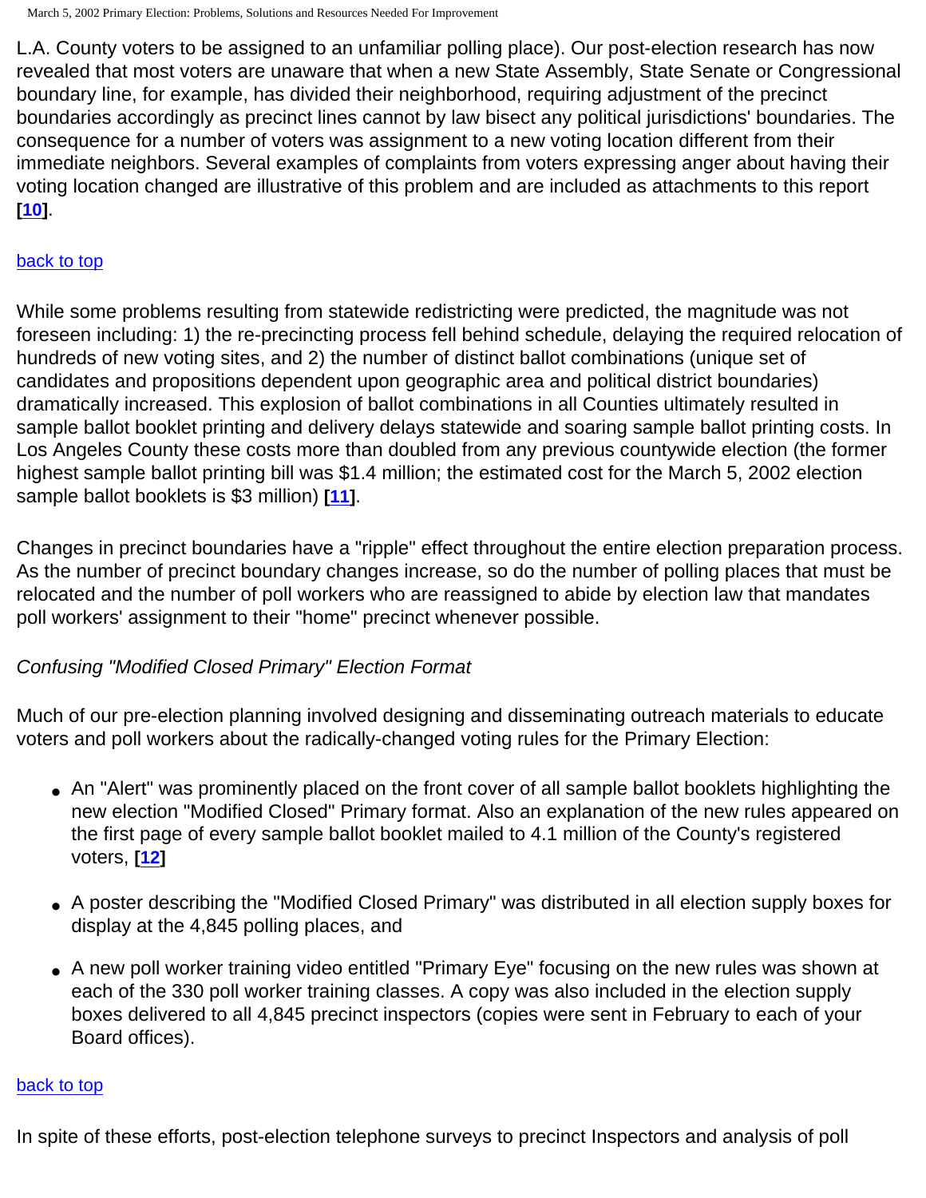L.A. County voters to be assigned to an unfamiliar polling place). Our post-election research has now revealed that most voters are unaware that when a new State Assembly, State Senate or Congressional boundary line, for example, has divided their neighborhood, requiring adjustment of the precinct boundaries accordingly as precinct lines cannot by law bisect any political jurisdictions' boundaries. The consequence for a number of voters was assignment to a new voting location different from their immediate neighbors. Several examples of complaints from voters expressing anger about having their voting location changed are illustrative of this problem and are included as attachments to this report **[10]**.

back to top

While some problems resulting from statewide redistricting were predicted, the magnitude was not foreseen including: 1) the re-precincting process fell behind schedule, delaying the required relocation of hundreds of new voting sites, and 2) the number of distinct ballot combinations (unique set of candidates and propositions dependent upon geographic area and political district boundaries) dramatically increased. This explosion of ballot combinations in all Counties ultimately resulted in sample ballot booklet printing and delivery delays statewide and soaring sample ballot printing costs. In Los Angeles County these costs more than doubled from any previous countywide election (the former highest sample ballot printing bill was $1.4 million; the estimated cost for the March 5, 2002 election sample ballot booklets is $3 million) **[11]**.

Changes in precinct boundaries have a "ripple" effect throughout the entire election preparation process. As the number of precinct boundary changes increase, so do the number of polling places that must be relocated and the number of poll workers who are reassigned to abide by election law that mandates poll workers' assignment to their "home" precinct whenever possible.

*Confusing "Modified Closed Primary" Election Format*

Much of our pre-election planning involved designing and disseminating outreach materials to educate voters and poll workers about the radically-changed voting rules for the Primary Election:

- An "Alert" was prominently placed on the front cover of all sample ballot booklets highlighting the new election "Modified Closed" Primary format. Also an explanation of the new rules appeared on the first page of every sample ballot booklet mailed to 4.1 million of the County's registered voters, **[12]**
- A poster describing the "Modified Closed Primary" was distributed in all election supply boxes for display at the 4,845 polling places, and
- A new poll worker training video entitled "Primary Eye" focusing on the new rules was shown at each of the 330 poll worker training classes. A copy was also included in the election supply boxes delivered to all 4,845 precinct inspectors (copies were sent in February to each of your Board offices).

back to top

In spite of these efforts, post-election telephone surveys to precinct Inspectors and analysis of poll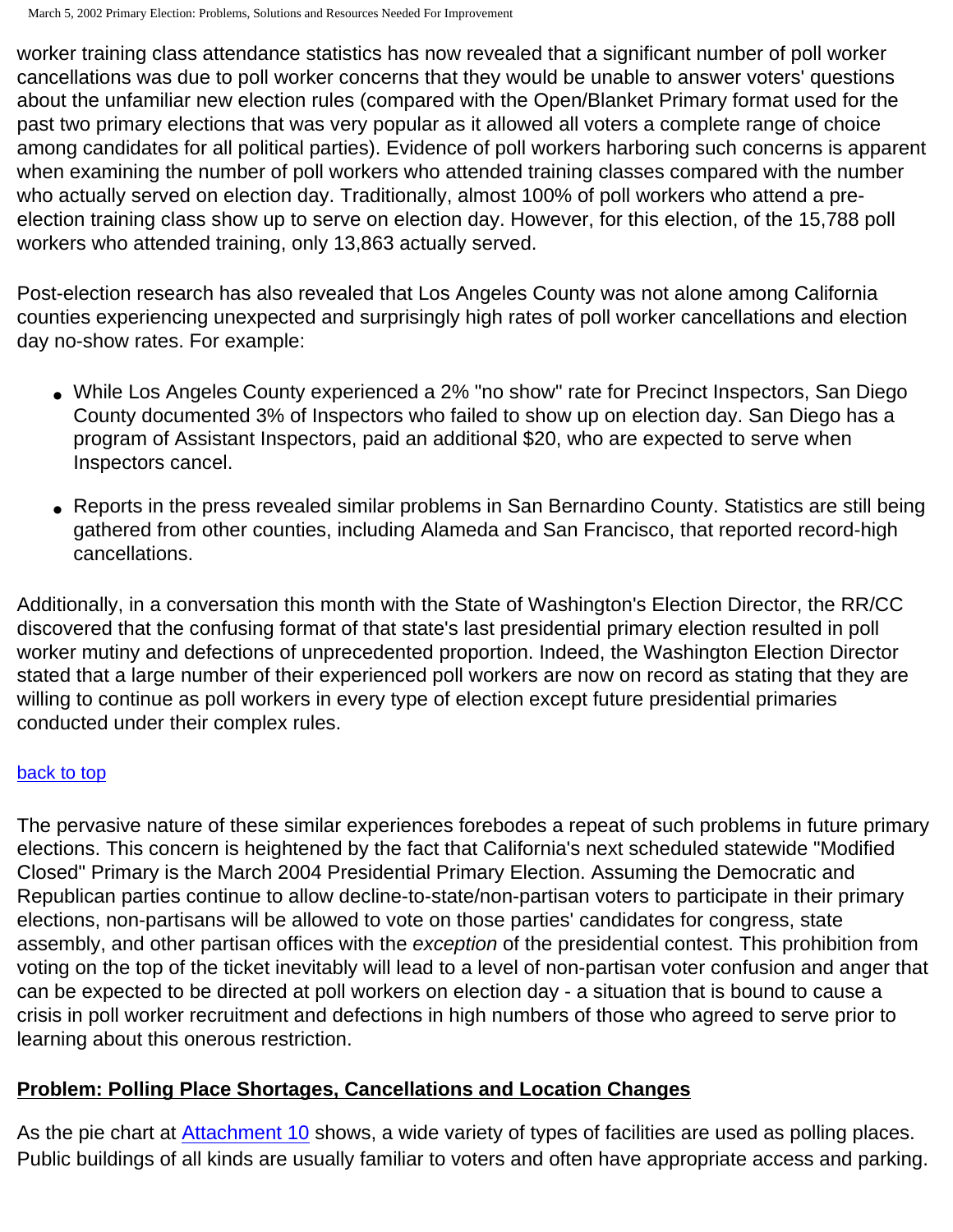worker training class attendance statistics has now revealed that a significant number of poll worker cancellations was due to poll worker concerns that they would be unable to answer voters' questions about the unfamiliar new election rules (compared with the Open/Blanket Primary format used for the past two primary elections that was very popular as it allowed all voters a complete range of choice among candidates for all political parties). Evidence of poll workers harboring such concerns is apparent when examining the number of poll workers who attended training classes compared with the number who actually served on election day. Traditionally, almost 100% of poll workers who attend a pre-election training class show up to serve on election day. However, for this election, of the 15,788 poll workers who attended training, only 13,863 actually served.

Post-election research has also revealed that Los Angeles County was not alone among California counties experiencing unexpected and surprisingly high rates of poll worker cancellations and election day no-show rates. For example:

- While Los Angeles County experienced a 2% "no show" rate for Precinct Inspectors, San Diego County documented 3% of Inspectors who failed to show up on election day. San Diego has a program of Assistant Inspectors, paid an additional $20, who are expected to serve when Inspectors cancel.
- Reports in the press revealed similar problems in San Bernardino County. Statistics are still being gathered from other counties, including Alameda and San Francisco, that reported record-high cancellations.

Additionally, in a conversation this month with the State of Washington's Election Director, the RR/CC discovered that the confusing format of that state's last presidential primary election resulted in poll worker mutiny and defections of unprecedented proportion. Indeed, the Washington Election Director stated that a large number of their experienced poll workers are now on record as stating that they are willing to continue as poll workers in every type of election except future presidential primaries conducted under their complex rules.

[back to top]

The pervasive nature of these similar experiences forebodes a repeat of such problems in future primary elections. This concern is heightened by the fact that California's next scheduled statewide "Modified Closed" Primary is the March 2004 Presidential Primary Election. Assuming the Democratic and Republican parties continue to allow decline-to-state/non-partisan voters to participate in their primary elections, non-partisans will be allowed to vote on those parties' candidates for congress, state assembly, and other partisan offices with the *exception* of the presidential contest. This prohibition from voting on the top of the ticket inevitably will lead to a level of non-partisan voter confusion and anger that can be expected to be directed at poll workers on election day - a situation that is bound to cause a crisis in poll worker recruitment and defections in high numbers of those who agreed to serve prior to learning about this onerous restriction.

## Problem: Polling Place Shortages, Cancellations and Location Changes

As the pie chart at Attachment 10 shows, a wide variety of types of facilities are used as polling places. Public buildings of all kinds are usually familiar to voters and often have appropriate access and parking.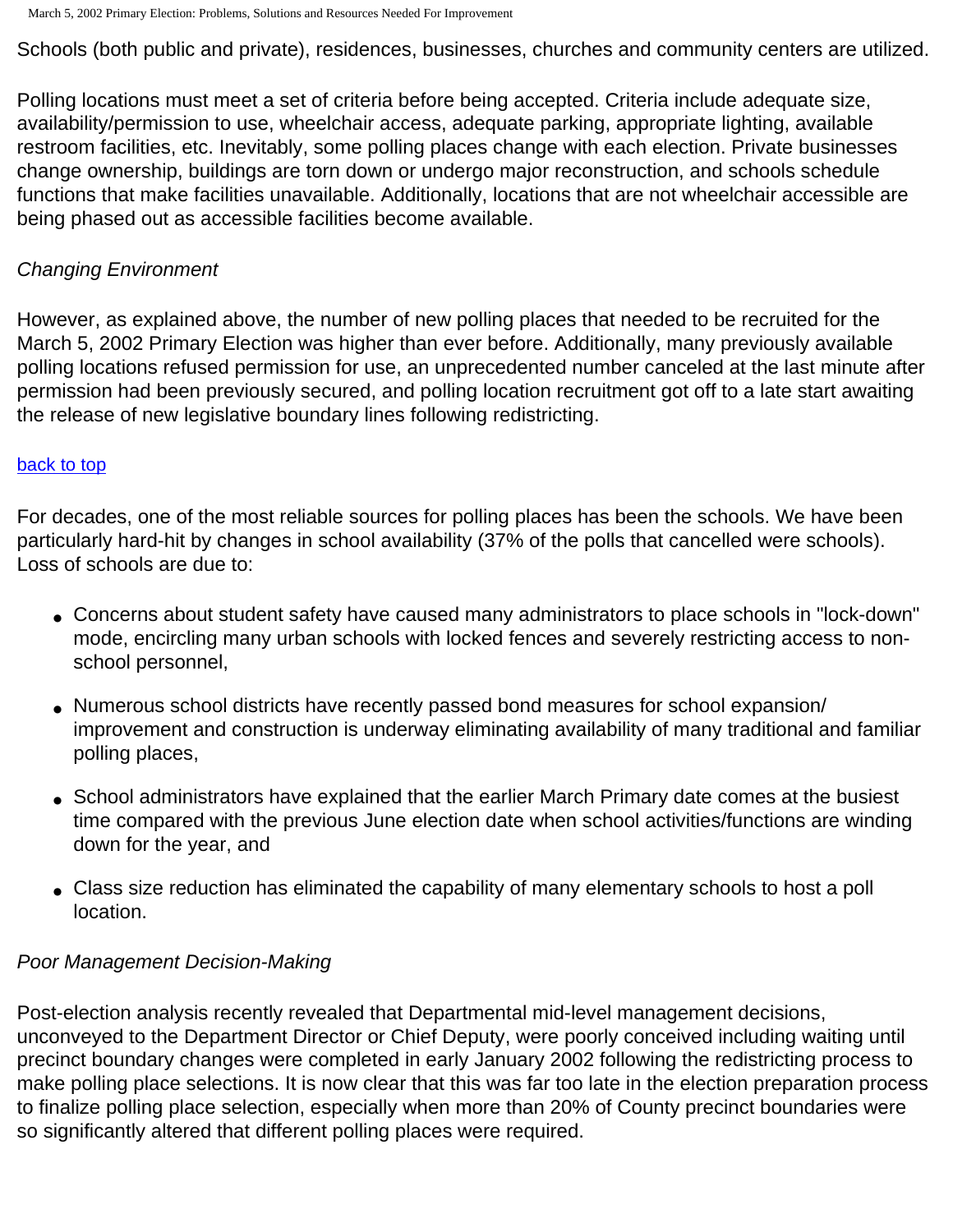Schools (both public and private), residences, businesses, churches and community centers are utilized.

Polling locations must meet a set of criteria before being accepted. Criteria include adequate size, availability/permission to use, wheelchair access, adequate parking, appropriate lighting, available restroom facilities, etc. Inevitably, some polling places change with each election. Private businesses change ownership, buildings are torn down or undergo major reconstruction, and schools schedule functions that make facilities unavailable. Additionally, locations that are not wheelchair accessible are being phased out as accessible facilities become available.

*Changing Environment*

However, as explained above, the number of new polling places that needed to be recruited for the March 5, 2002 Primary Election was higher than ever before. Additionally, many previously available polling locations refused permission for use, an unprecedented number canceled at the last minute after permission had been previously secured, and polling location recruitment got off to a late start awaiting the release of new legislative boundary lines following redistricting.

back to top

For decades, one of the most reliable sources for polling places has been the schools. We have been particularly hard-hit by changes in school availability (37% of the polls that cancelled were schools). Loss of schools are due to:

- Concerns about student safety have caused many administrators to place schools in "lock-down" mode, encircling many urban schools with locked fences and severely restricting access to non-school personnel,
- Numerous school districts have recently passed bond measures for school expansion/ improvement and construction is underway eliminating availability of many traditional and familiar polling places,
- School administrators have explained that the earlier March Primary date comes at the busiest time compared with the previous June election date when school activities/functions are winding down for the year, and
- Class size reduction has eliminated the capability of many elementary schools to host a poll location.

*Poor Management Decision-Making*

Post-election analysis recently revealed that Departmental mid-level management decisions, unconveyed to the Department Director or Chief Deputy, were poorly conceived including waiting until precinct boundary changes were completed in early January 2002 following the redistricting process to make polling place selections. It is now clear that this was far too late in the election preparation process to finalize polling place selection, especially when more than 20% of County precinct boundaries were so significantly altered that different polling places were required.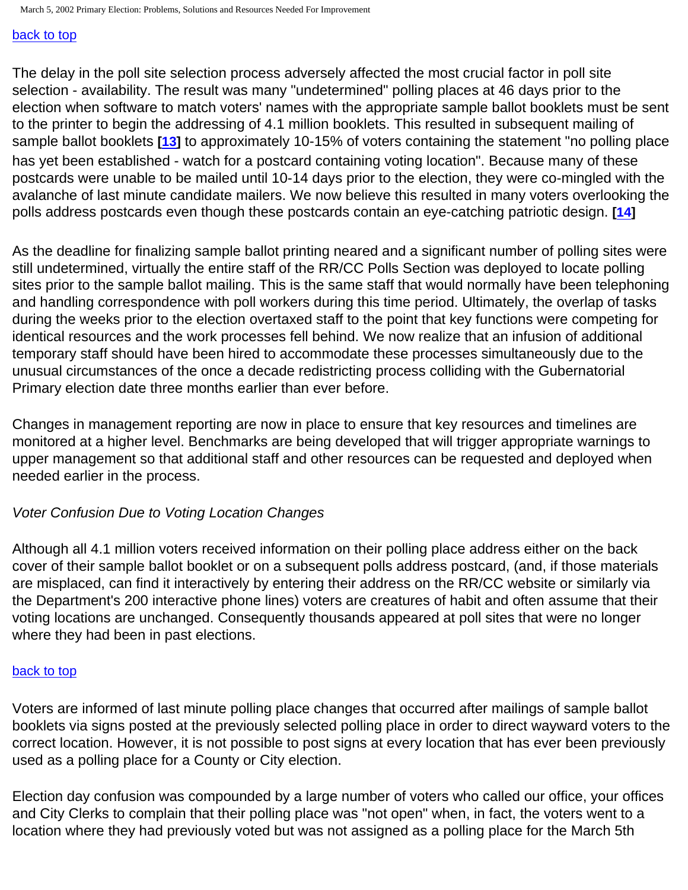back to top

The delay in the poll site selection process adversely affected the most crucial factor in poll site selection - availability. The result was many "undetermined" polling places at 46 days prior to the election when software to match voters' names with the appropriate sample ballot booklets must be sent to the printer to begin the addressing of 4.1 million booklets. This resulted in subsequent mailing of sample ballot booklets [13] to approximately 10-15% of voters containing the statement "no polling place has yet been established - watch for a postcard containing voting location". Because many of these postcards were unable to be mailed until 10-14 days prior to the election, they were co-mingled with the avalanche of last minute candidate mailers. We now believe this resulted in many voters overlooking the polls address postcards even though these postcards contain an eye-catching patriotic design. [14]

As the deadline for finalizing sample ballot printing neared and a significant number of polling sites were still undetermined, virtually the entire staff of the RR/CC Polls Section was deployed to locate polling sites prior to the sample ballot mailing. This is the same staff that would normally have been telephoning and handling correspondence with poll workers during this time period. Ultimately, the overlap of tasks during the weeks prior to the election overtaxed staff to the point that key functions were competing for identical resources and the work processes fell behind. We now realize that an infusion of additional temporary staff should have been hired to accommodate these processes simultaneously due to the unusual circumstances of the once a decade redistricting process colliding with the Gubernatorial Primary election date three months earlier than ever before.

Changes in management reporting are now in place to ensure that key resources and timelines are monitored at a higher level. Benchmarks are being developed that will trigger appropriate warnings to upper management so that additional staff and other resources can be requested and deployed when needed earlier in the process.

*Voter Confusion Due to Voting Location Changes*

Although all 4.1 million voters received information on their polling place address either on the back cover of their sample ballot booklet or on a subsequent polls address postcard, (and, if those materials are misplaced, can find it interactively by entering their address on the RR/CC website or similarly via the Department's 200 interactive phone lines) voters are creatures of habit and often assume that their voting locations are unchanged. Consequently thousands appeared at poll sites that were no longer where they had been in past elections.

back to top

Voters are informed of last minute polling place changes that occurred after mailings of sample ballot booklets via signs posted at the previously selected polling place in order to direct wayward voters to the correct location. However, it is not possible to post signs at every location that has ever been previously used as a polling place for a County or City election.

Election day confusion was compounded by a large number of voters who called our office, your offices and City Clerks to complain that their polling place was "not open" when, in fact, the voters went to a location where they had previously voted but was not assigned as a polling place for the March 5th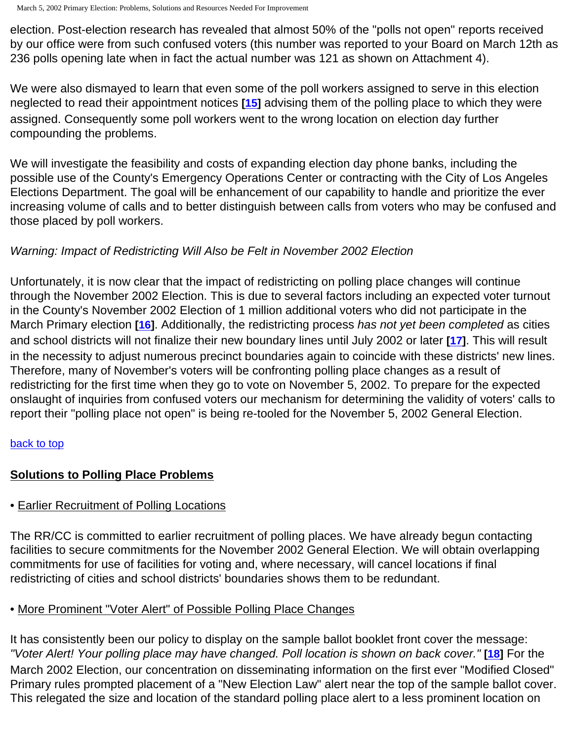election. Post-election research has revealed that almost 50% of the "polls not open" reports received by our office were from such confused voters (this number was reported to your Board on March 12th as 236 polls opening late when in fact the actual number was 121 as shown on Attachment 4).

We were also dismayed to learn that even some of the poll workers assigned to serve in this election neglected to read their appointment notices **[15]** advising them of the polling place to which they were assigned. Consequently some poll workers went to the wrong location on election day further compounding the problems.

We will investigate the feasibility and costs of expanding election day phone banks, including the possible use of the County's Emergency Operations Center or contracting with the City of Los Angeles Elections Department. The goal will be enhancement of our capability to handle and prioritize the ever increasing volume of calls and to better distinguish between calls from voters who may be confused and those placed by poll workers.

*Warning: Impact of Redistricting Will Also be Felt in November 2002 Election*

Unfortunately, it is now clear that the impact of redistricting on polling place changes will continue through the November 2002 Election. This is due to several factors including an expected voter turnout in the County's November 2002 Election of 1 million additional voters who did not participate in the March Primary election **[16]**. Additionally, the redistricting process *has not yet been completed* as cities and school districts will not finalize their new boundary lines until July 2002 or later **[17]**. This will result in the necessity to adjust numerous precinct boundaries again to coincide with these districts' new lines. Therefore, many of November's voters will be confronting polling place changes as a result of redistricting for the first time when they go to vote on November 5, 2002. To prepare for the expected onslaught of inquiries from confused voters our mechanism for determining the validity of voters' calls to report their "polling place not open" is being re-tooled for the November 5, 2002 General Election.

back to top

## Solutions to Polling Place Problems

• Earlier Recruitment of Polling Locations

The RR/CC is committed to earlier recruitment of polling places. We have already begun contacting facilities to secure commitments for the November 2002 General Election. We will obtain overlapping commitments for use of facilities for voting and, where necessary, will cancel locations if final redistricting of cities and school districts' boundaries shows them to be redundant.

• More Prominent "Voter Alert" of Possible Polling Place Changes

It has consistently been our policy to display on the sample ballot booklet front cover the message: *"Voter Alert! Your polling place may have changed. Poll location is shown on back cover."* **[18]** For the March 2002 Election, our concentration on disseminating information on the first ever "Modified Closed" Primary rules prompted placement of a "New Election Law" alert near the top of the sample ballot cover. This relegated the size and location of the standard polling place alert to a less prominent location on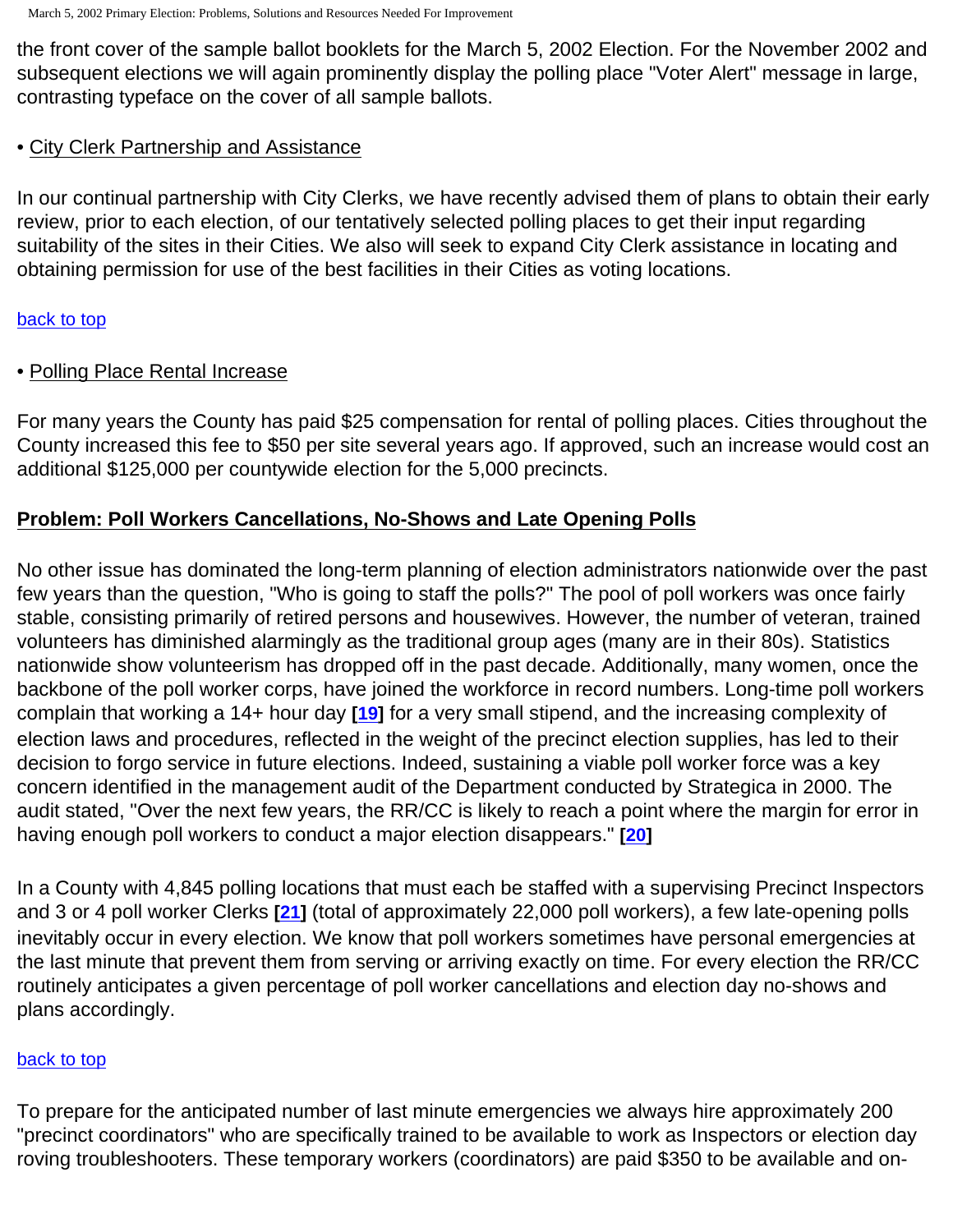the front cover of the sample ballot booklets for the March 5, 2002 Election. For the November 2002 and subsequent elections we will again prominently display the polling place "Voter Alert" message in large, contrasting typeface on the cover of all sample ballots.

• City Clerk Partnership and Assistance

In our continual partnership with City Clerks, we have recently advised them of plans to obtain their early review, prior to each election, of our tentatively selected polling places to get their input regarding suitability of the sites in their Cities. We also will seek to expand City Clerk assistance in locating and obtaining permission for use of the best facilities in their Cities as voting locations.

back to top

• Polling Place Rental Increase

For many years the County has paid $25 compensation for rental of polling places. Cities throughout the County increased this fee to $50 per site several years ago. If approved, such an increase would cost an additional $125,000 per countywide election for the 5,000 precincts.

**Problem: Poll Workers Cancellations, No-Shows and Late Opening Polls**

No other issue has dominated the long-term planning of election administrators nationwide over the past few years than the question, "Who is going to staff the polls?" The pool of poll workers was once fairly stable, consisting primarily of retired persons and housewives. However, the number of veteran, trained volunteers has diminished alarmingly as the traditional group ages (many are in their 80s). Statistics nationwide show volunteerism has dropped off in the past decade. Additionally, many women, once the backbone of the poll worker corps, have joined the workforce in record numbers. Long-time poll workers complain that working a 14+ hour day [19] for a very small stipend, and the increasing complexity of election laws and procedures, reflected in the weight of the precinct election supplies, has led to their decision to forgo service in future elections. Indeed, sustaining a viable poll worker force was a key concern identified in the management audit of the Department conducted by Strategica in 2000. The audit stated, "Over the next few years, the RR/CC is likely to reach a point where the margin for error in having enough poll workers to conduct a major election disappears." [20]

In a County with 4,845 polling locations that must each be staffed with a supervising Precinct Inspectors and 3 or 4 poll worker Clerks [21] (total of approximately 22,000 poll workers), a few late-opening polls inevitably occur in every election. We know that poll workers sometimes have personal emergencies at the last minute that prevent them from serving or arriving exactly on time. For every election the RR/CC routinely anticipates a given percentage of poll worker cancellations and election day no-shows and plans accordingly.

back to top

To prepare for the anticipated number of last minute emergencies we always hire approximately 200 "precinct coordinators" who are specifically trained to be available to work as Inspectors or election day roving troubleshooters. These temporary workers (coordinators) are paid $350 to be available and on-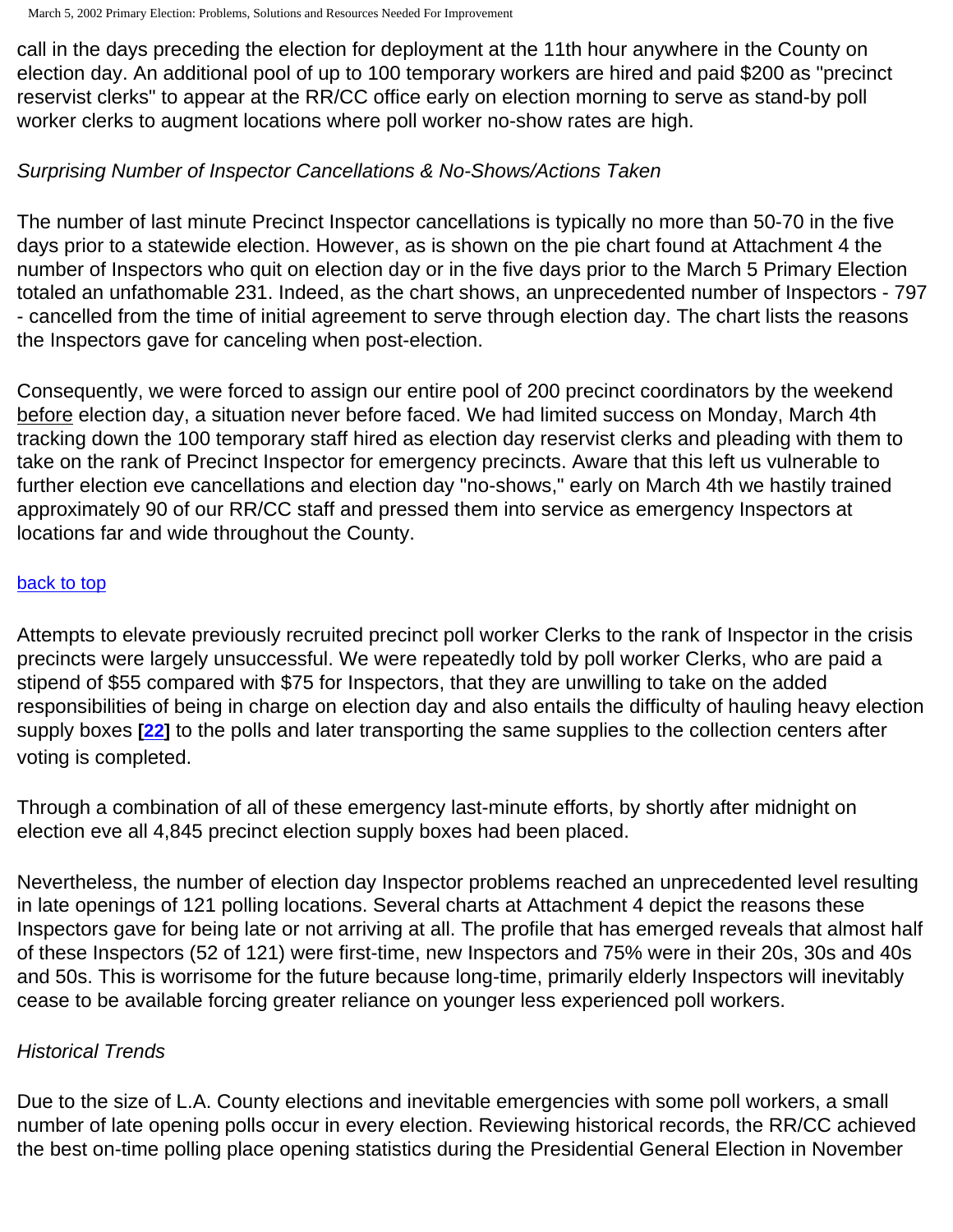call in the days preceding the election for deployment at the 11th hour anywhere in the County on election day. An additional pool of up to 100 temporary workers are hired and paid $200 as "precinct reservist clerks" to appear at the RR/CC office early on election morning to serve as stand-by poll worker clerks to augment locations where poll worker no-show rates are high.

*Surprising Number of Inspector Cancellations & No-Shows/Actions Taken*

The number of last minute Precinct Inspector cancellations is typically no more than 50-70 in the five days prior to a statewide election. However, as is shown on the pie chart found at Attachment 4 the number of Inspectors who quit on election day or in the five days prior to the March 5 Primary Election totaled an unfathomable 231. Indeed, as the chart shows, an unprecedented number of Inspectors - 797 - cancelled from the time of initial agreement to serve through election day. The chart lists the reasons the Inspectors gave for canceling when post-election.

Consequently, we were forced to assign our entire pool of 200 precinct coordinators by the weekend before election day, a situation never before faced. We had limited success on Monday, March 4th tracking down the 100 temporary staff hired as election day reservist clerks and pleading with them to take on the rank of Precinct Inspector for emergency precincts. Aware that this left us vulnerable to further election eve cancellations and election day "no-shows," early on March 4th we hastily trained approximately 90 of our RR/CC staff and pressed them into service as emergency Inspectors at locations far and wide throughout the County.

back to top

Attempts to elevate previously recruited precinct poll worker Clerks to the rank of Inspector in the crisis precincts were largely unsuccessful. We were repeatedly told by poll worker Clerks, who are paid a stipend of $55 compared with $75 for Inspectors, that they are unwilling to take on the added responsibilities of being in charge on election day and also entails the difficulty of hauling heavy election supply boxes [22] to the polls and later transporting the same supplies to the collection centers after voting is completed.

Through a combination of all of these emergency last-minute efforts, by shortly after midnight on election eve all 4,845 precinct election supply boxes had been placed.

Nevertheless, the number of election day Inspector problems reached an unprecedented level resulting in late openings of 121 polling locations. Several charts at Attachment 4 depict the reasons these Inspectors gave for being late or not arriving at all. The profile that has emerged reveals that almost half of these Inspectors (52 of 121) were first-time, new Inspectors and 75% were in their 20s, 30s and 40s and 50s. This is worrisome for the future because long-time, primarily elderly Inspectors will inevitably cease to be available forcing greater reliance on younger less experienced poll workers.

*Historical Trends*

Due to the size of L.A. County elections and inevitable emergencies with some poll workers, a small number of late opening polls occur in every election. Reviewing historical records, the RR/CC achieved the best on-time polling place opening statistics during the Presidential General Election in November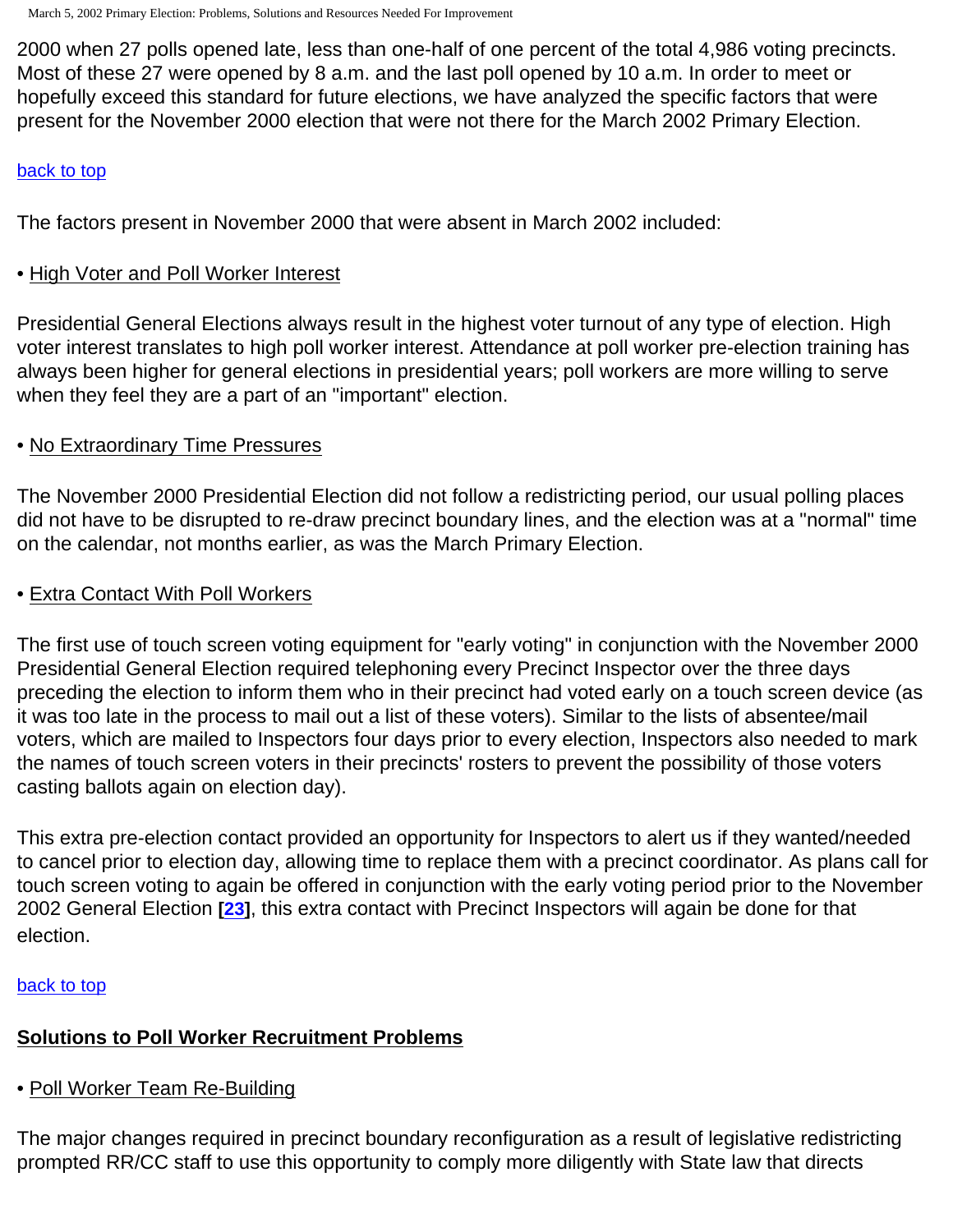2000 when 27 polls opened late, less than one-half of one percent of the total 4,986 voting precincts. Most of these 27 were opened by 8 a.m. and the last poll opened by 10 a.m. In order to meet or hopefully exceed this standard for future elections, we have analyzed the specific factors that were present for the November 2000 election that were not there for the March 2002 Primary Election.

back to top

The factors present in November 2000 that were absent in March 2002 included:

• High Voter and Poll Worker Interest

Presidential General Elections always result in the highest voter turnout of any type of election. High voter interest translates to high poll worker interest. Attendance at poll worker pre-election training has always been higher for general elections in presidential years; poll workers are more willing to serve when they feel they are a part of an "important" election.

• No Extraordinary Time Pressures

The November 2000 Presidential Election did not follow a redistricting period, our usual polling places did not have to be disrupted to re-draw precinct boundary lines, and the election was at a "normal" time on the calendar, not months earlier, as was the March Primary Election.

• Extra Contact With Poll Workers

The first use of touch screen voting equipment for "early voting" in conjunction with the November 2000 Presidential General Election required telephoning every Precinct Inspector over the three days preceding the election to inform them who in their precinct had voted early on a touch screen device (as it was too late in the process to mail out a list of these voters). Similar to the lists of absentee/mail voters, which are mailed to Inspectors four days prior to every election, Inspectors also needed to mark the names of touch screen voters in their precincts' rosters to prevent the possibility of those voters casting ballots again on election day).

This extra pre-election contact provided an opportunity for Inspectors to alert us if they wanted/needed to cancel prior to election day, allowing time to replace them with a precinct coordinator. As plans call for touch screen voting to again be offered in conjunction with the early voting period prior to the November 2002 General Election [23], this extra contact with Precinct Inspectors will again be done for that election.

back to top

## Solutions to Poll Worker Recruitment Problems

• Poll Worker Team Re-Building

The major changes required in precinct boundary reconfiguration as a result of legislative redistricting prompted RR/CC staff to use this opportunity to comply more diligently with State law that directs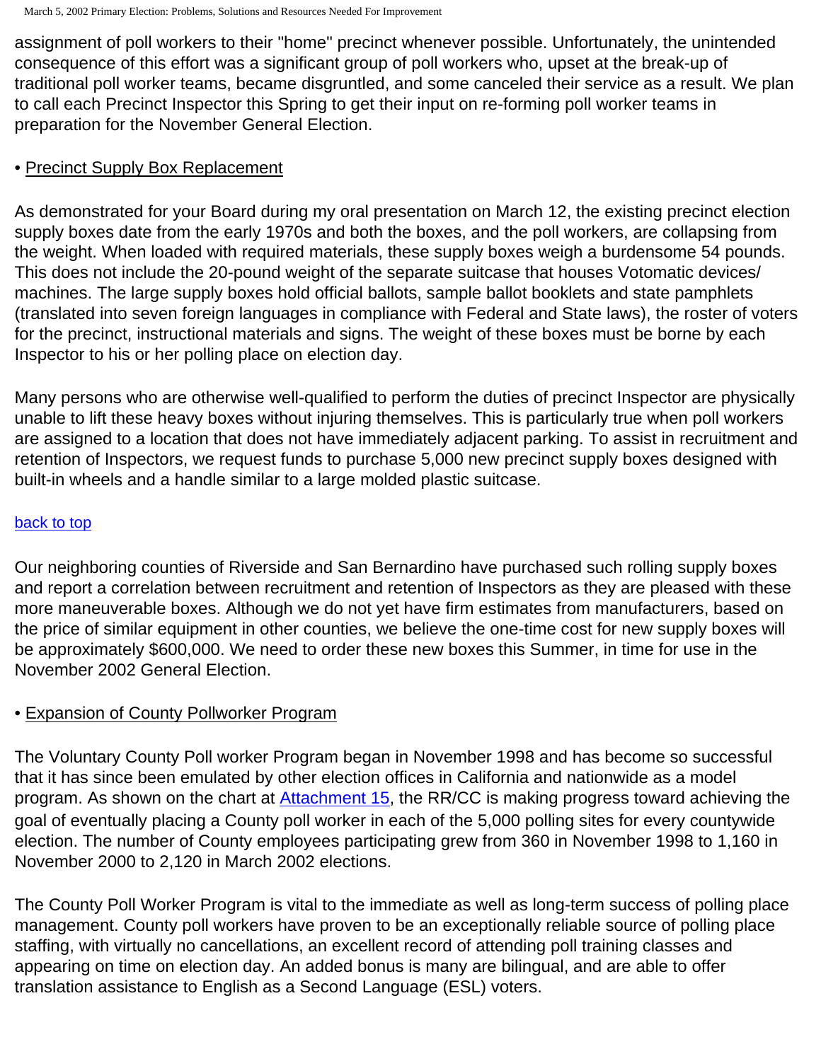assignment of poll workers to their "home" precinct whenever possible. Unfortunately, the unintended consequence of this effort was a significant group of poll workers who, upset at the break-up of traditional poll worker teams, became disgruntled, and some canceled their service as a result. We plan to call each Precinct Inspector this Spring to get their input on re-forming poll worker teams in preparation for the November General Election.

• Precinct Supply Box Replacement

As demonstrated for your Board during my oral presentation on March 12, the existing precinct election supply boxes date from the early 1970s and both the boxes, and the poll workers, are collapsing from the weight. When loaded with required materials, these supply boxes weigh a burdensome 54 pounds. This does not include the 20-pound weight of the separate suitcase that houses Votomatic devices/ machines. The large supply boxes hold official ballots, sample ballot booklets and state pamphlets (translated into seven foreign languages in compliance with Federal and State laws), the roster of voters for the precinct, instructional materials and signs. The weight of these boxes must be borne by each Inspector to his or her polling place on election day.

Many persons who are otherwise well-qualified to perform the duties of precinct Inspector are physically unable to lift these heavy boxes without injuring themselves. This is particularly true when poll workers are assigned to a location that does not have immediately adjacent parking. To assist in recruitment and retention of Inspectors, we request funds to purchase 5,000 new precinct supply boxes designed with built-in wheels and a handle similar to a large molded plastic suitcase.

back to top

Our neighboring counties of Riverside and San Bernardino have purchased such rolling supply boxes and report a correlation between recruitment and retention of Inspectors as they are pleased with these more maneuverable boxes. Although we do not yet have firm estimates from manufacturers, based on the price of similar equipment in other counties, we believe the one-time cost for new supply boxes will be approximately $600,000. We need to order these new boxes this Summer, in time for use in the November 2002 General Election.

• Expansion of County Pollworker Program

The Voluntary County Poll worker Program began in November 1998 and has become so successful that it has since been emulated by other election offices in California and nationwide as a model program. As shown on the chart at Attachment 15, the RR/CC is making progress toward achieving the goal of eventually placing a County poll worker in each of the 5,000 polling sites for every countywide election. The number of County employees participating grew from 360 in November 1998 to 1,160 in November 2000 to 2,120 in March 2002 elections.

The County Poll Worker Program is vital to the immediate as well as long-term success of polling place management. County poll workers have proven to be an exceptionally reliable source of polling place staffing, with virtually no cancellations, an excellent record of attending poll training classes and appearing on time on election day. An added bonus is many are bilingual, and are able to offer translation assistance to English as a Second Language (ESL) voters.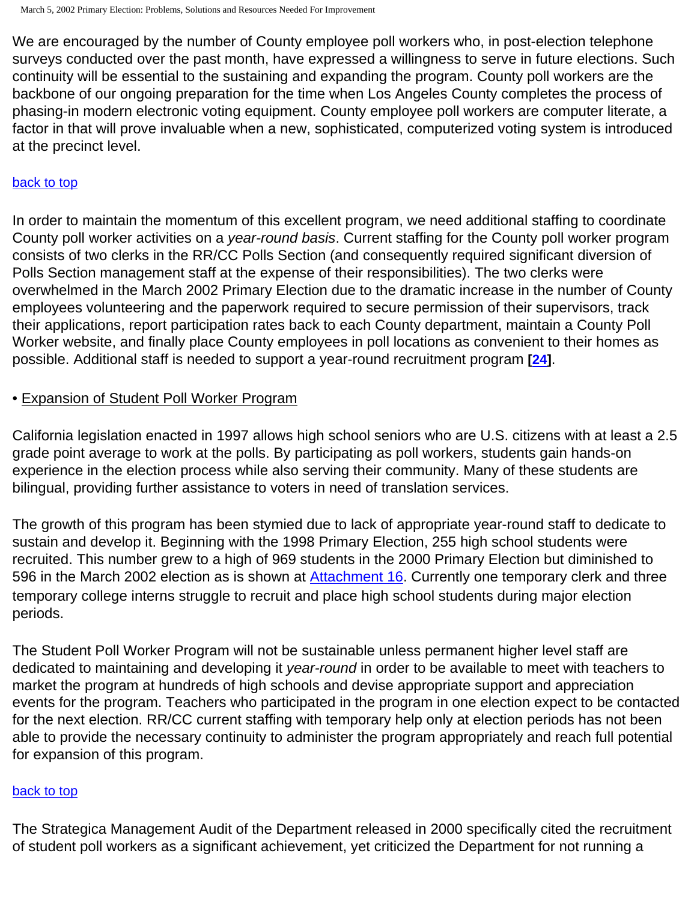We are encouraged by the number of County employee poll workers who, in post-election telephone surveys conducted over the past month, have expressed a willingness to serve in future elections. Such continuity will be essential to the sustaining and expanding the program. County poll workers are the backbone of our ongoing preparation for the time when Los Angeles County completes the process of phasing-in modern electronic voting equipment. County employee poll workers are computer literate, a factor in that will prove invaluable when a new, sophisticated, computerized voting system is introduced at the precinct level.

back to top

In order to maintain the momentum of this excellent program, we need additional staffing to coordinate County poll worker activities on a *year-round basis*. Current staffing for the County poll worker program consists of two clerks in the RR/CC Polls Section (and consequently required significant diversion of Polls Section management staff at the expense of their responsibilities). The two clerks were overwhelmed in the March 2002 Primary Election due to the dramatic increase in the number of County employees volunteering and the paperwork required to secure permission of their supervisors, track their applications, report participation rates back to each County department, maintain a County Poll Worker website, and finally place County employees in poll locations as convenient to their homes as possible. Additional staff is needed to support a year-round recruitment program **[24]**.

• Expansion of Student Poll Worker Program

California legislation enacted in 1997 allows high school seniors who are U.S. citizens with at least a 2.5 grade point average to work at the polls. By participating as poll workers, students gain hands-on experience in the election process while also serving their community. Many of these students are bilingual, providing further assistance to voters in need of translation services.

The growth of this program has been stymied due to lack of appropriate year-round staff to dedicate to sustain and develop it. Beginning with the 1998 Primary Election, 255 high school students were recruited. This number grew to a high of 969 students in the 2000 Primary Election but diminished to 596 in the March 2002 election as is shown at Attachment 16. Currently one temporary clerk and three temporary college interns struggle to recruit and place high school students during major election periods.

The Student Poll Worker Program will not be sustainable unless permanent higher level staff are dedicated to maintaining and developing it *year-round* in order to be available to meet with teachers to market the program at hundreds of high schools and devise appropriate support and appreciation events for the program. Teachers who participated in the program in one election expect to be contacted for the next election. RR/CC current staffing with temporary help only at election periods has not been able to provide the necessary continuity to administer the program appropriately and reach full potential for expansion of this program.

back to top

The Strategica Management Audit of the Department released in 2000 specifically cited the recruitment of student poll workers as a significant achievement, yet criticized the Department for not running a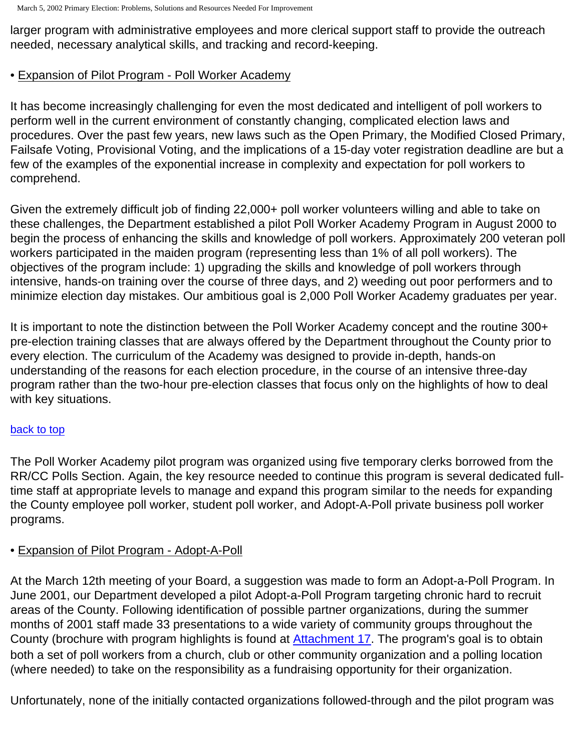larger program with administrative employees and more clerical support staff to provide the outreach needed, necessary analytical skills, and tracking and record-keeping.

• Expansion of Pilot Program - Poll Worker Academy

It has become increasingly challenging for even the most dedicated and intelligent of poll workers to perform well in the current environment of constantly changing, complicated election laws and procedures. Over the past few years, new laws such as the Open Primary, the Modified Closed Primary, Failsafe Voting, Provisional Voting, and the implications of a 15-day voter registration deadline are but a few of the examples of the exponential increase in complexity and expectation for poll workers to comprehend.

Given the extremely difficult job of finding 22,000+ poll worker volunteers willing and able to take on these challenges, the Department established a pilot Poll Worker Academy Program in August 2000 to begin the process of enhancing the skills and knowledge of poll workers. Approximately 200 veteran poll workers participated in the maiden program (representing less than 1% of all poll workers). The objectives of the program include: 1) upgrading the skills and knowledge of poll workers through intensive, hands-on training over the course of three days, and 2) weeding out poor performers and to minimize election day mistakes. Our ambitious goal is 2,000 Poll Worker Academy graduates per year.

It is important to note the distinction between the Poll Worker Academy concept and the routine 300+ pre-election training classes that are always offered by the Department throughout the County prior to every election. The curriculum of the Academy was designed to provide in-depth, hands-on understanding of the reasons for each election procedure, in the course of an intensive three-day program rather than the two-hour pre-election classes that focus only on the highlights of how to deal with key situations.

back to top

The Poll Worker Academy pilot program was organized using five temporary clerks borrowed from the RR/CC Polls Section. Again, the key resource needed to continue this program is several dedicated full-time staff at appropriate levels to manage and expand this program similar to the needs for expanding the County employee poll worker, student poll worker, and Adopt-A-Poll private business poll worker programs.

• Expansion of Pilot Program - Adopt-A-Poll

At the March 12th meeting of your Board, a suggestion was made to form an Adopt-a-Poll Program. In June 2001, our Department developed a pilot Adopt-a-Poll Program targeting chronic hard to recruit areas of the County. Following identification of possible partner organizations, during the summer months of 2001 staff made 33 presentations to a wide variety of community groups throughout the County (brochure with program highlights is found at Attachment 17. The program's goal is to obtain both a set of poll workers from a church, club or other community organization and a polling location (where needed) to take on the responsibility as a fundraising opportunity for their organization.

Unfortunately, none of the initially contacted organizations followed-through and the pilot program was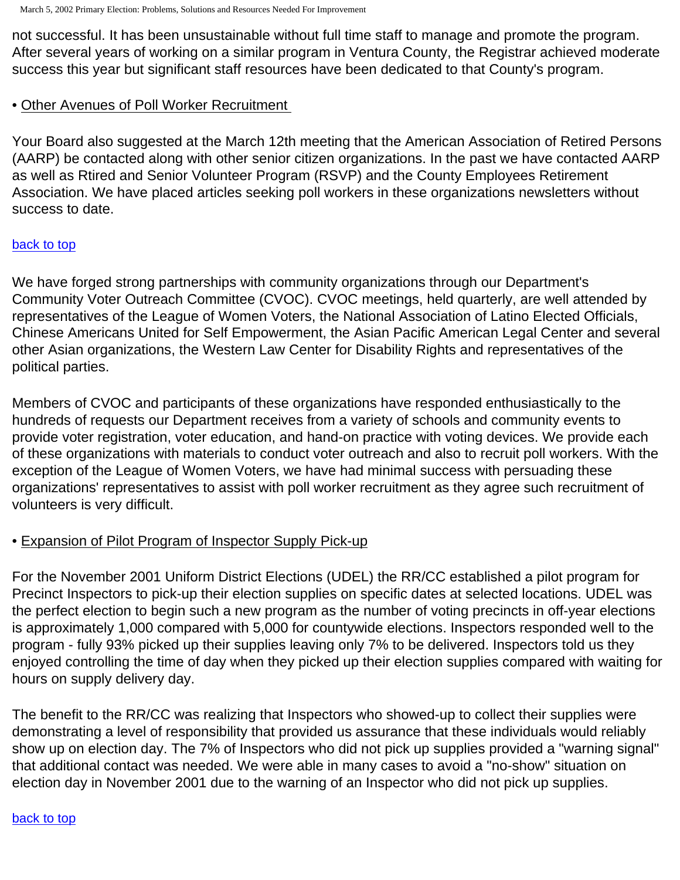not successful. It has been unsustainable without full time staff to manage and promote the program. After several years of working on a similar program in Ventura County, the Registrar achieved moderate success this year but significant staff resources have been dedicated to that County's program.

- Other Avenues of Poll Worker Recruitment

Your Board also suggested at the March 12th meeting that the American Association of Retired Persons (AARP) be contacted along with other senior citizen organizations. In the past we have contacted AARP as well as Rtired and Senior Volunteer Program (RSVP) and the County Employees Retirement Association. We have placed articles seeking poll workers in these organizations newsletters without success to date.

back to top

We have forged strong partnerships with community organizations through our Department's Community Voter Outreach Committee (CVOC). CVOC meetings, held quarterly, are well attended by representatives of the League of Women Voters, the National Association of Latino Elected Officials, Chinese Americans United for Self Empowerment, the Asian Pacific American Legal Center and several other Asian organizations, the Western Law Center for Disability Rights and representatives of the political parties.

Members of CVOC and participants of these organizations have responded enthusiastically to the hundreds of requests our Department receives from a variety of schools and community events to provide voter registration, voter education, and hand-on practice with voting devices. We provide each of these organizations with materials to conduct voter outreach and also to recruit poll workers. With the exception of the League of Women Voters, we have had minimal success with persuading these organizations' representatives to assist with poll worker recruitment as they agree such recruitment of volunteers is very difficult.

- Expansion of Pilot Program of Inspector Supply Pick-up

For the November 2001 Uniform District Elections (UDEL) the RR/CC established a pilot program for Precinct Inspectors to pick-up their election supplies on specific dates at selected locations. UDEL was the perfect election to begin such a new program as the number of voting precincts in off-year elections is approximately 1,000 compared with 5,000 for countywide elections. Inspectors responded well to the program - fully 93% picked up their supplies leaving only 7% to be delivered. Inspectors told us they enjoyed controlling the time of day when they picked up their election supplies compared with waiting for hours on supply delivery day.

The benefit to the RR/CC was realizing that Inspectors who showed-up to collect their supplies were demonstrating a level of responsibility that provided us assurance that these individuals would reliably show up on election day. The 7% of Inspectors who did not pick up supplies provided a "warning signal" that additional contact was needed. We were able in many cases to avoid a "no-show" situation on election day in November 2001 due to the warning of an Inspector who did not pick up supplies.

back to top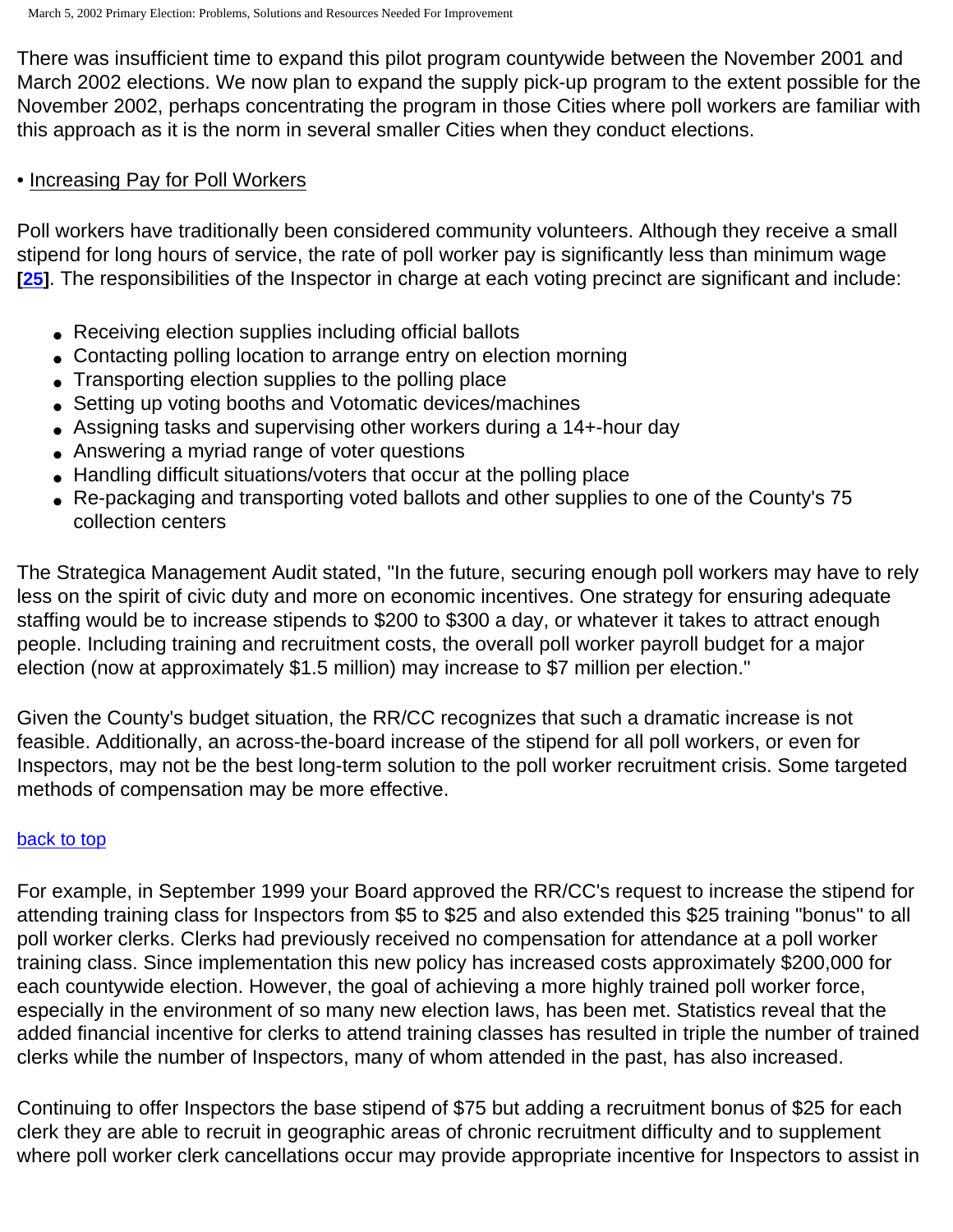There was insufficient time to expand this pilot program countywide between the November 2001 and March 2002 elections. We now plan to expand the supply pick-up program to the extent possible for the November 2002, perhaps concentrating the program in those Cities where poll workers are familiar with this approach as it is the norm in several smaller Cities when they conduct elections.

• Increasing Pay for Poll Workers

Poll workers have traditionally been considered community volunteers. Although they receive a small stipend for long hours of service, the rate of poll worker pay is significantly less than minimum wage **[25]**. The responsibilities of the Inspector in charge at each voting precinct are significant and include:

- Receiving election supplies including official ballots
- Contacting polling location to arrange entry on election morning
- Transporting election supplies to the polling place
- Setting up voting booths and Votomatic devices/machines
- Assigning tasks and supervising other workers during a 14+-hour day
- Answering a myriad range of voter questions
- Handling difficult situations/voters that occur at the polling place
- Re-packaging and transporting voted ballots and other supplies to one of the County's 75 collection centers

The Strategica Management Audit stated, "In the future, securing enough poll workers may have to rely less on the spirit of civic duty and more on economic incentives. One strategy for ensuring adequate staffing would be to increase stipends to $200 to $300 a day, or whatever it takes to attract enough people. Including training and recruitment costs, the overall poll worker payroll budget for a major election (now at approximately $1.5 million) may increase to $7 million per election."

Given the County's budget situation, the RR/CC recognizes that such a dramatic increase is not feasible. Additionally, an across-the-board increase of the stipend for all poll workers, or even for Inspectors, may not be the best long-term solution to the poll worker recruitment crisis. Some targeted methods of compensation may be more effective.

back to top

For example, in September 1999 your Board approved the RR/CC's request to increase the stipend for attending training class for Inspectors from $5 to $25 and also extended this $25 training "bonus" to all poll worker clerks. Clerks had previously received no compensation for attendance at a poll worker training class. Since implementation this new policy has increased costs approximately $200,000 for each countywide election. However, the goal of achieving a more highly trained poll worker force, especially in the environment of so many new election laws, has been met. Statistics reveal that the added financial incentive for clerks to attend training classes has resulted in triple the number of trained clerks while the number of Inspectors, many of whom attended in the past, has also increased.

Continuing to offer Inspectors the base stipend of $75 but adding a recruitment bonus of $25 for each clerk they are able to recruit in geographic areas of chronic recruitment difficulty and to supplement where poll worker clerk cancellations occur may provide appropriate incentive for Inspectors to assist in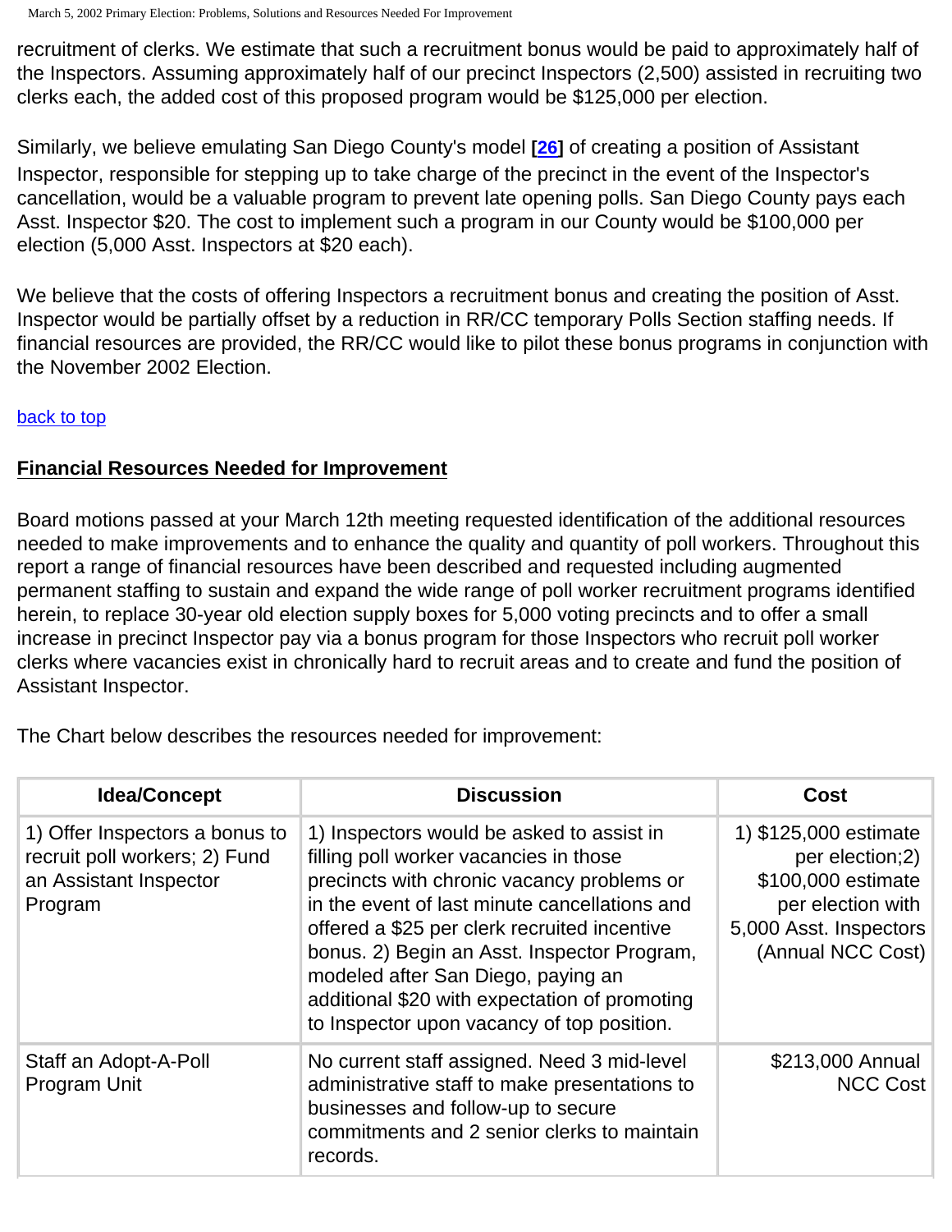recruitment of clerks. We estimate that such a recruitment bonus would be paid to approximately half of the Inspectors. Assuming approximately half of our precinct Inspectors (2,500) assisted in recruiting two clerks each, the added cost of this proposed program would be $125,000 per election.

Similarly, we believe emulating San Diego County's model [26] of creating a position of Assistant Inspector, responsible for stepping up to take charge of the precinct in the event of the Inspector's cancellation, would be a valuable program to prevent late opening polls. San Diego County pays each Asst. Inspector $20. The cost to implement such a program in our County would be $100,000 per election (5,000 Asst. Inspectors at $20 each).

We believe that the costs of offering Inspectors a recruitment bonus and creating the position of Asst. Inspector would be partially offset by a reduction in RR/CC temporary Polls Section staffing needs. If financial resources are provided, the RR/CC would like to pilot these bonus programs in conjunction with the November 2002 Election.

back to top

## Financial Resources Needed for Improvement

Board motions passed at your March 12th meeting requested identification of the additional resources needed to make improvements and to enhance the quality and quantity of poll workers. Throughout this report a range of financial resources have been described and requested including augmented permanent staffing to sustain and expand the wide range of poll worker recruitment programs identified herein, to replace 30-year old election supply boxes for 5,000 voting precincts and to offer a small increase in precinct Inspector pay via a bonus program for those Inspectors who recruit poll worker clerks where vacancies exist in chronically hard to recruit areas and to create and fund the position of Assistant Inspector.

The Chart below describes the resources needed for improvement:

| Idea/Concept | Discussion | Cost |
|---|---|---|
| 1) Offer Inspectors a bonus to recruit poll workers; 2) Fund an Assistant Inspector Program | 1) Inspectors would be asked to assist in filling poll worker vacancies in those precincts with chronic vacancy problems or in the event of last minute cancellations and offered a $25 per clerk recruited incentive bonus. 2) Begin an Asst. Inspector Program, modeled after San Diego, paying an additional $20 with expectation of promoting to Inspector upon vacancy of top position. | 1) $125,000 estimate per election;2) $100,000 estimate per election with 5,000 Asst. Inspectors (Annual NCC Cost) |
| Staff an Adopt-A-Poll Program Unit | No current staff assigned. Need 3 mid-level administrative staff to make presentations to businesses and follow-up to secure commitments and 2 senior clerks to maintain records. | $213,000 Annual NCC Cost |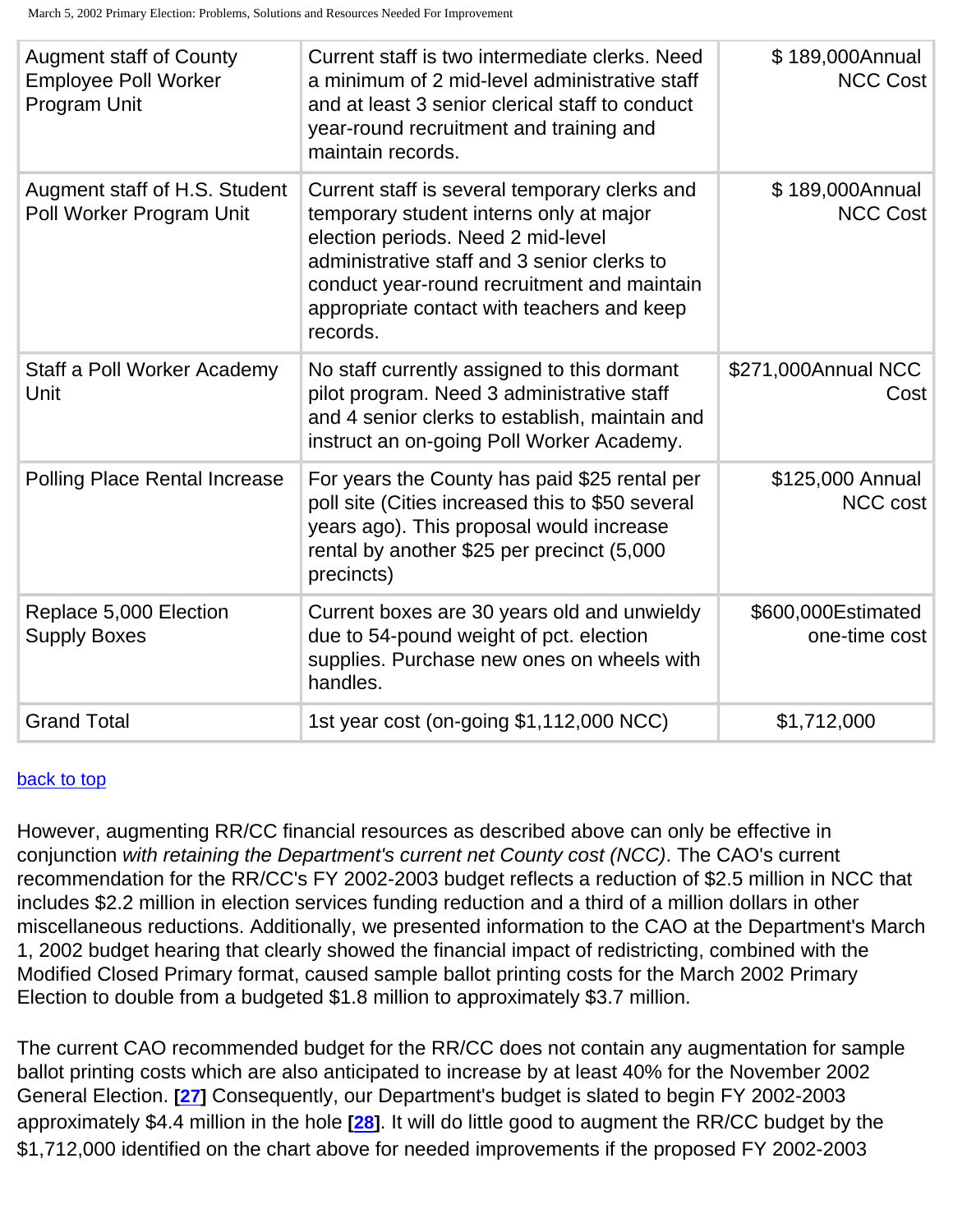| Augment staff of County Employee Poll Worker Program Unit | Current staff is two intermediate clerks. Need a minimum of 2 mid-level administrative staff and at least 3 senior clerical staff to conduct year-round recruitment and training and maintain records. | $ 189,000Annual NCC Cost |
|---|---|---|
| Augment staff of H.S. Student Poll Worker Program Unit | Current staff is several temporary clerks and temporary student interns only at major election periods. Need 2 mid-level administrative staff and 3 senior clerks to conduct year-round recruitment and maintain appropriate contact with teachers and keep records. | $ 189,000Annual NCC Cost |
| Staff a Poll Worker Academy Unit | No staff currently assigned to this dormant pilot program. Need 3 administrative staff and 4 senior clerks to establish, maintain and instruct an on-going Poll Worker Academy. | $271,000Annual NCC Cost |
| Polling Place Rental Increase | For years the County has paid $25 rental per poll site (Cities increased this to $50 several years ago). This proposal would increase rental by another $25 per precinct (5,000 precincts) | $125,000 Annual NCC cost |
| Replace 5,000 Election Supply Boxes | Current boxes are 30 years old and unwieldy due to 54-pound weight of pct. election supplies. Purchase new ones on wheels with handles. | $600,000Estimated one-time cost |
| Grand Total | 1st year cost (on-going $1,112,000 NCC) | $1,712,000 |

back to top

However, augmenting RR/CC financial resources as described above can only be effective in conjunction *with retaining the Department's current net County cost (NCC)*. The CAO's current recommendation for the RR/CC's FY 2002-2003 budget reflects a reduction of $2.5 million in NCC that includes $2.2 million in election services funding reduction and a third of a million dollars in other miscellaneous reductions. Additionally, we presented information to the CAO at the Department's March 1, 2002 budget hearing that clearly showed the financial impact of redistricting, combined with the Modified Closed Primary format, caused sample ballot printing costs for the March 2002 Primary Election to double from a budgeted $1.8 million to approximately $3.7 million.

The current CAO recommended budget for the RR/CC does not contain any augmentation for sample ballot printing costs which are also anticipated to increase by at least 40% for the November 2002 General Election. [27] Consequently, our Department's budget is slated to begin FY 2002-2003 approximately $4.4 million in the hole [28]. It will do little good to augment the RR/CC budget by the $1,712,000 identified on the chart above for needed improvements if the proposed FY 2002-2003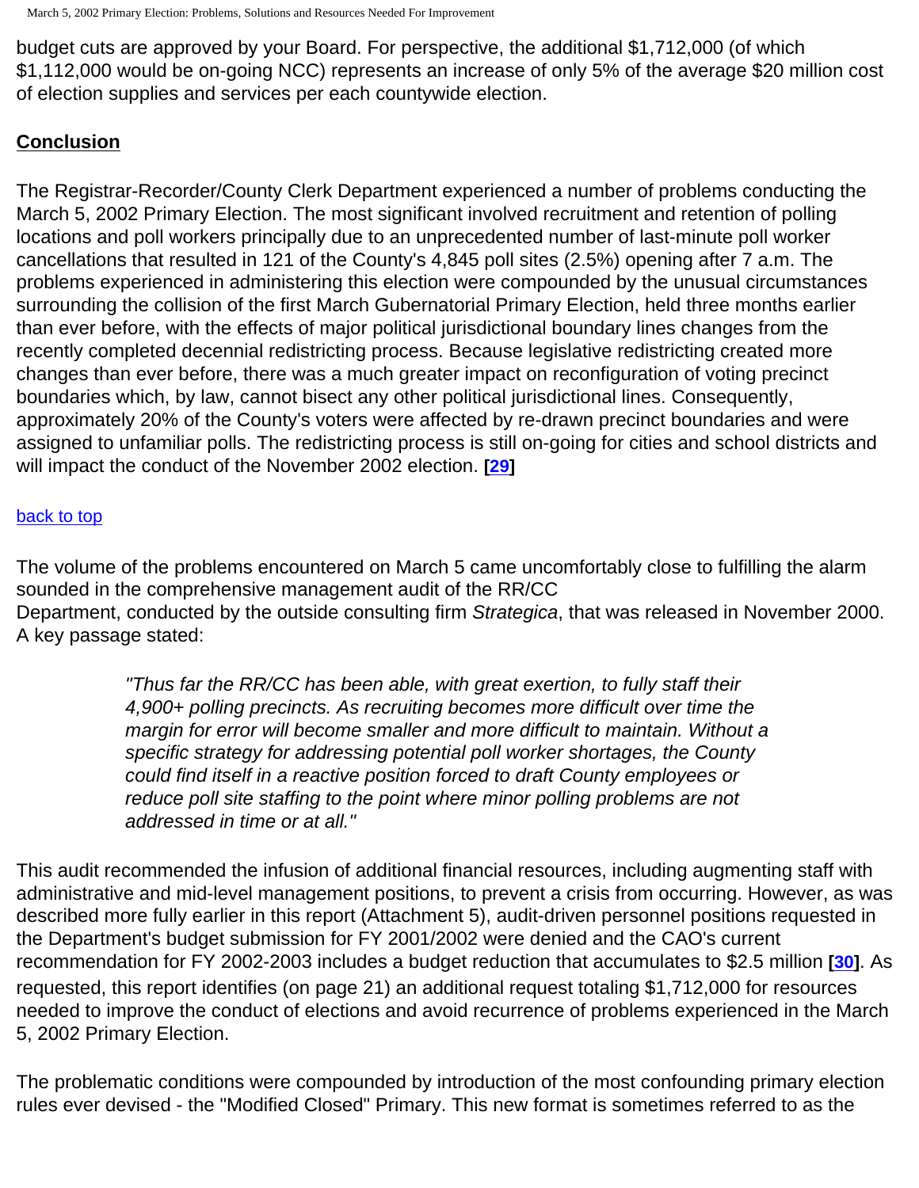budget cuts are approved by your Board. For perspective, the additional $1,712,000 (of which $1,112,000 would be on-going NCC) represents an increase of only 5% of the average $20 million cost of election supplies and services per each countywide election.

## Conclusion

The Registrar-Recorder/County Clerk Department experienced a number of problems conducting the March 5, 2002 Primary Election. The most significant involved recruitment and retention of polling locations and poll workers principally due to an unprecedented number of last-minute poll worker cancellations that resulted in 121 of the County's 4,845 poll sites (2.5%) opening after 7 a.m. The problems experienced in administering this election were compounded by the unusual circumstances surrounding the collision of the first March Gubernatorial Primary Election, held three months earlier than ever before, with the effects of major political jurisdictional boundary lines changes from the recently completed decennial redistricting process. Because legislative redistricting created more changes than ever before, there was a much greater impact on reconfiguration of voting precinct boundaries which, by law, cannot bisect any other political jurisdictional lines. Consequently, approximately 20% of the County's voters were affected by re-drawn precinct boundaries and were assigned to unfamiliar polls. The redistricting process is still on-going for cities and school districts and will impact the conduct of the November 2002 election. [29]

back to top

The volume of the problems encountered on March 5 came uncomfortably close to fulfilling the alarm sounded in the comprehensive management audit of the RR/CC Department, conducted by the outside consulting firm *Strategica*, that was released in November 2000. A key passage stated:

> *"Thus far the RR/CC has been able, with great exertion, to fully staff their 4,900+ polling precincts. As recruiting becomes more difficult over time the margin for error will become smaller and more difficult to maintain. Without a specific strategy for addressing potential poll worker shortages, the County could find itself in a reactive position forced to draft County employees or reduce poll site staffing to the point where minor polling problems are not addressed in time or at all."*

This audit recommended the infusion of additional financial resources, including augmenting staff with administrative and mid-level management positions, to prevent a crisis from occurring. However, as was described more fully earlier in this report (Attachment 5), audit-driven personnel positions requested in the Department's budget submission for FY 2001/2002 were denied and the CAO's current recommendation for FY 2002-2003 includes a budget reduction that accumulates to $2.5 million [30]. As requested, this report identifies (on page 21) an additional request totaling $1,712,000 for resources needed to improve the conduct of elections and avoid recurrence of problems experienced in the March 5, 2002 Primary Election.

The problematic conditions were compounded by introduction of the most confounding primary election rules ever devised - the "Modified Closed" Primary. This new format is sometimes referred to as the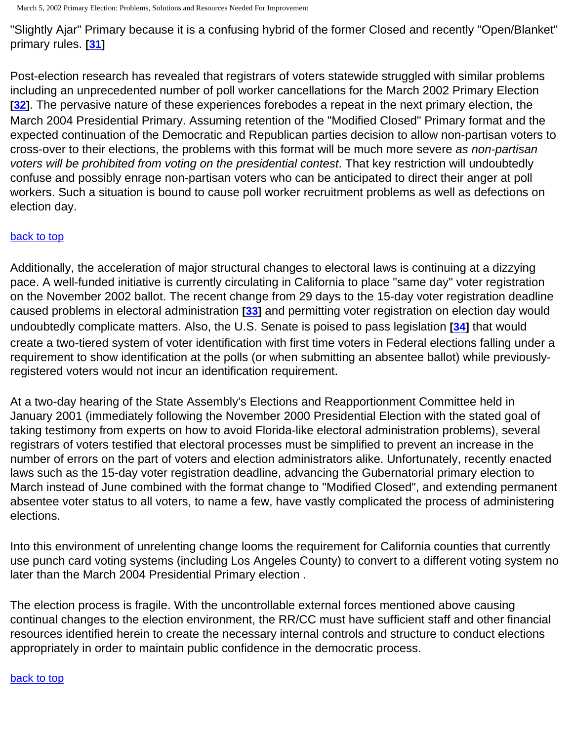"Slightly Ajar" Primary because it is a confusing hybrid of the former Closed and recently "Open/Blanket" primary rules. **[31]**

Post-election research has revealed that registrars of voters statewide struggled with similar problems including an unprecedented number of poll worker cancellations for the March 2002 Primary Election **[32]**. The pervasive nature of these experiences forebodes a repeat in the next primary election, the March 2004 Presidential Primary. Assuming retention of the "Modified Closed" Primary format and the expected continuation of the Democratic and Republican parties decision to allow non-partisan voters to cross-over to their elections, the problems with this format will be much more severe *as non-partisan voters will be prohibited from voting on the presidential contest*. That key restriction will undoubtedly confuse and possibly enrage non-partisan voters who can be anticipated to direct their anger at poll workers. Such a situation is bound to cause poll worker recruitment problems as well as defections on election day.

back to top

Additionally, the acceleration of major structural changes to electoral laws is continuing at a dizzying pace. A well-funded initiative is currently circulating in California to place "same day" voter registration on the November 2002 ballot. The recent change from 29 days to the 15-day voter registration deadline caused problems in electoral administration **[33]** and permitting voter registration on election day would undoubtedly complicate matters. Also, the U.S. Senate is poised to pass legislation **[34]** that would create a two-tiered system of voter identification with first time voters in Federal elections falling under a requirement to show identification at the polls (or when submitting an absentee ballot) while previously-registered voters would not incur an identification requirement.

At a two-day hearing of the State Assembly's Elections and Reapportionment Committee held in January 2001 (immediately following the November 2000 Presidential Election with the stated goal of taking testimony from experts on how to avoid Florida-like electoral administration problems), several registrars of voters testified that electoral processes must be simplified to prevent an increase in the number of errors on the part of voters and election administrators alike. Unfortunately, recently enacted laws such as the 15-day voter registration deadline, advancing the Gubernatorial primary election to March instead of June combined with the format change to "Modified Closed", and extending permanent absentee voter status to all voters, to name a few, have vastly complicated the process of administering elections.

Into this environment of unrelenting change looms the requirement for California counties that currently use punch card voting systems (including Los Angeles County) to convert to a different voting system no later than the March 2004 Presidential Primary election .

The election process is fragile. With the uncontrollable external forces mentioned above causing continual changes to the election environment, the RR/CC must have sufficient staff and other financial resources identified herein to create the necessary internal controls and structure to conduct elections appropriately in order to maintain public confidence in the democratic process.

back to top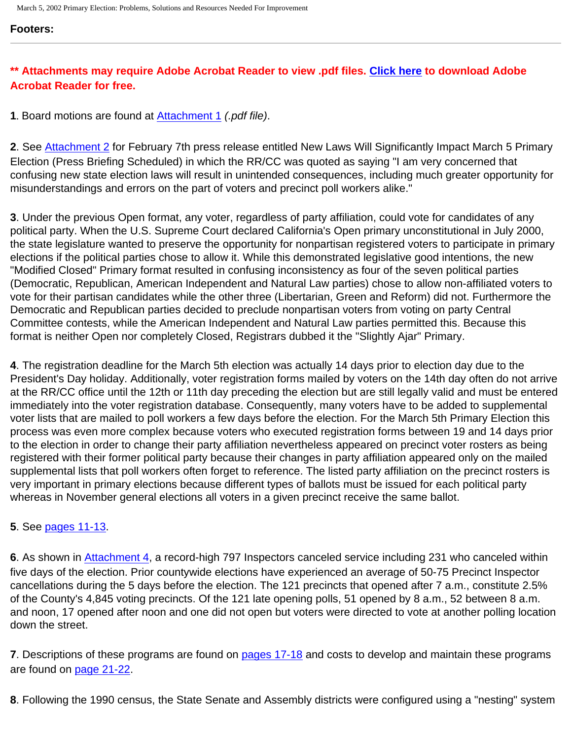**Footers:**

---

**** Attachments may require Adobe Acrobat Reader to view .pdf files. Click here to download Adobe Acrobat Reader for free.**

**1**. Board motions are found at Attachment 1 *(.pdf file)*.

**2**. See Attachment 2 for February 7th press release entitled New Laws Will Significantly Impact March 5 Primary Election (Press Briefing Scheduled) in which the RR/CC was quoted as saying "I am very concerned that confusing new state election laws will result in unintended consequences, including much greater opportunity for misunderstandings and errors on the part of voters and precinct poll workers alike."

**3**. Under the previous Open format, any voter, regardless of party affiliation, could vote for candidates of any political party. When the U.S. Supreme Court declared California's Open primary unconstitutional in July 2000, the state legislature wanted to preserve the opportunity for nonpartisan registered voters to participate in primary elections if the political parties chose to allow it. While this demonstrated legislative good intentions, the new "Modified Closed" Primary format resulted in confusing inconsistency as four of the seven political parties (Democratic, Republican, American Independent and Natural Law parties) chose to allow non-affiliated voters to vote for their partisan candidates while the other three (Libertarian, Green and Reform) did not. Furthermore the Democratic and Republican parties decided to preclude nonpartisan voters from voting on party Central Committee contests, while the American Independent and Natural Law parties permitted this. Because this format is neither Open nor completely Closed, Registrars dubbed it the "Slightly Ajar" Primary.

**4**. The registration deadline for the March 5th election was actually 14 days prior to election day due to the President's Day holiday. Additionally, voter registration forms mailed by voters on the 14th day often do not arrive at the RR/CC office until the 12th or 11th day preceding the election but are still legally valid and must be entered immediately into the voter registration database. Consequently, many voters have to be added to supplemental voter lists that are mailed to poll workers a few days before the election. For the March 5th Primary Election this process was even more complex because voters who executed registration forms between 19 and 14 days prior to the election in order to change their party affiliation nevertheless appeared on precinct voter rosters as being registered with their former political party because their changes in party affiliation appeared only on the mailed supplemental lists that poll workers often forget to reference. The listed party affiliation on the precinct rosters is very important in primary elections because different types of ballots must be issued for each political party whereas in November general elections all voters in a given precinct receive the same ballot.

**5**. See pages 11-13.

**6**. As shown in Attachment 4, a record-high 797 Inspectors canceled service including 231 who canceled within five days of the election. Prior countywide elections have experienced an average of 50-75 Precinct Inspector cancellations during the 5 days before the election. The 121 precincts that opened after 7 a.m., constitute 2.5% of the County's 4,845 voting precincts. Of the 121 late opening polls, 51 opened by 8 a.m., 52 between 8 a.m. and noon, 17 opened after noon and one did not open but voters were directed to vote at another polling location down the street.

**7**. Descriptions of these programs are found on pages 17-18 and costs to develop and maintain these programs are found on page 21-22.

**8**. Following the 1990 census, the State Senate and Assembly districts were configured using a "nesting" system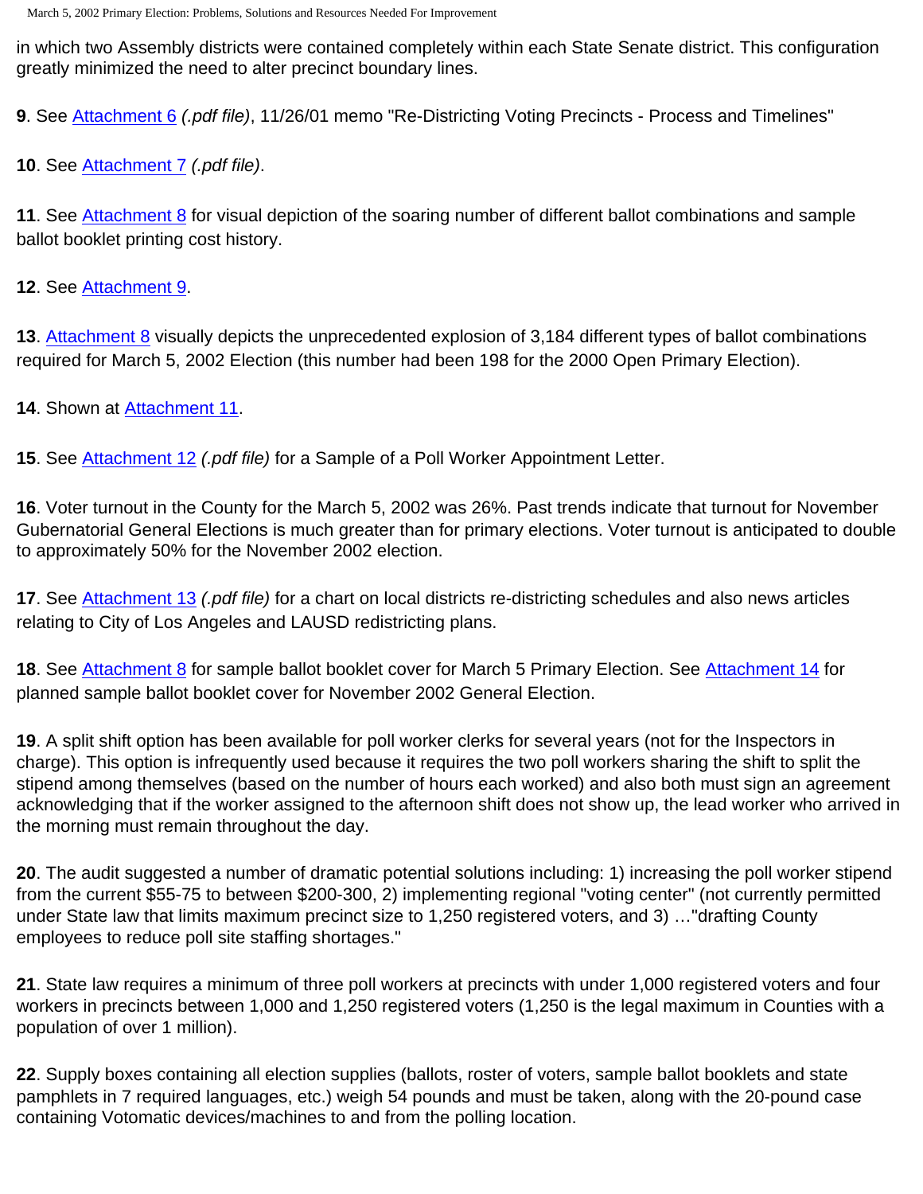in which two Assembly districts were contained completely within each State Senate district. This configuration greatly minimized the need to alter precinct boundary lines.

**9**. See Attachment 6 *(.pdf file)*, 11/26/01 memo "Re-Districting Voting Precincts - Process and Timelines"

**10**. See Attachment 7 *(.pdf file)*.

**11**. See Attachment 8 for visual depiction of the soaring number of different ballot combinations and sample ballot booklet printing cost history.

**12**. See Attachment 9.

**13**. Attachment 8 visually depicts the unprecedented explosion of 3,184 different types of ballot combinations required for March 5, 2002 Election (this number had been 198 for the 2000 Open Primary Election).

**14**. Shown at Attachment 11.

**15**. See Attachment 12 *(.pdf file)* for a Sample of a Poll Worker Appointment Letter.

**16**. Voter turnout in the County for the March 5, 2002 was 26%. Past trends indicate that turnout for November Gubernatorial General Elections is much greater than for primary elections. Voter turnout is anticipated to double to approximately 50% for the November 2002 election.

**17**. See Attachment 13 *(.pdf file)* for a chart on local districts re-districting schedules and also news articles relating to City of Los Angeles and LAUSD redistricting plans.

**18**. See Attachment 8 for sample ballot booklet cover for March 5 Primary Election. See Attachment 14 for planned sample ballot booklet cover for November 2002 General Election.

**19**. A split shift option has been available for poll worker clerks for several years (not for the Inspectors in charge). This option is infrequently used because it requires the two poll workers sharing the shift to split the stipend among themselves (based on the number of hours each worked) and also both must sign an agreement acknowledging that if the worker assigned to the afternoon shift does not show up, the lead worker who arrived in the morning must remain throughout the day.

**20**. The audit suggested a number of dramatic potential solutions including: 1) increasing the poll worker stipend from the current $55-75 to between $200-300, 2) implementing regional "voting center" (not currently permitted under State law that limits maximum precinct size to 1,250 registered voters, and 3) …"drafting County employees to reduce poll site staffing shortages."

**21**. State law requires a minimum of three poll workers at precincts with under 1,000 registered voters and four workers in precincts between 1,000 and 1,250 registered voters (1,250 is the legal maximum in Counties with a population of over 1 million).

**22**. Supply boxes containing all election supplies (ballots, roster of voters, sample ballot booklets and state pamphlets in 7 required languages, etc.) weigh 54 pounds and must be taken, along with the 20-pound case containing Votomatic devices/machines to and from the polling location.